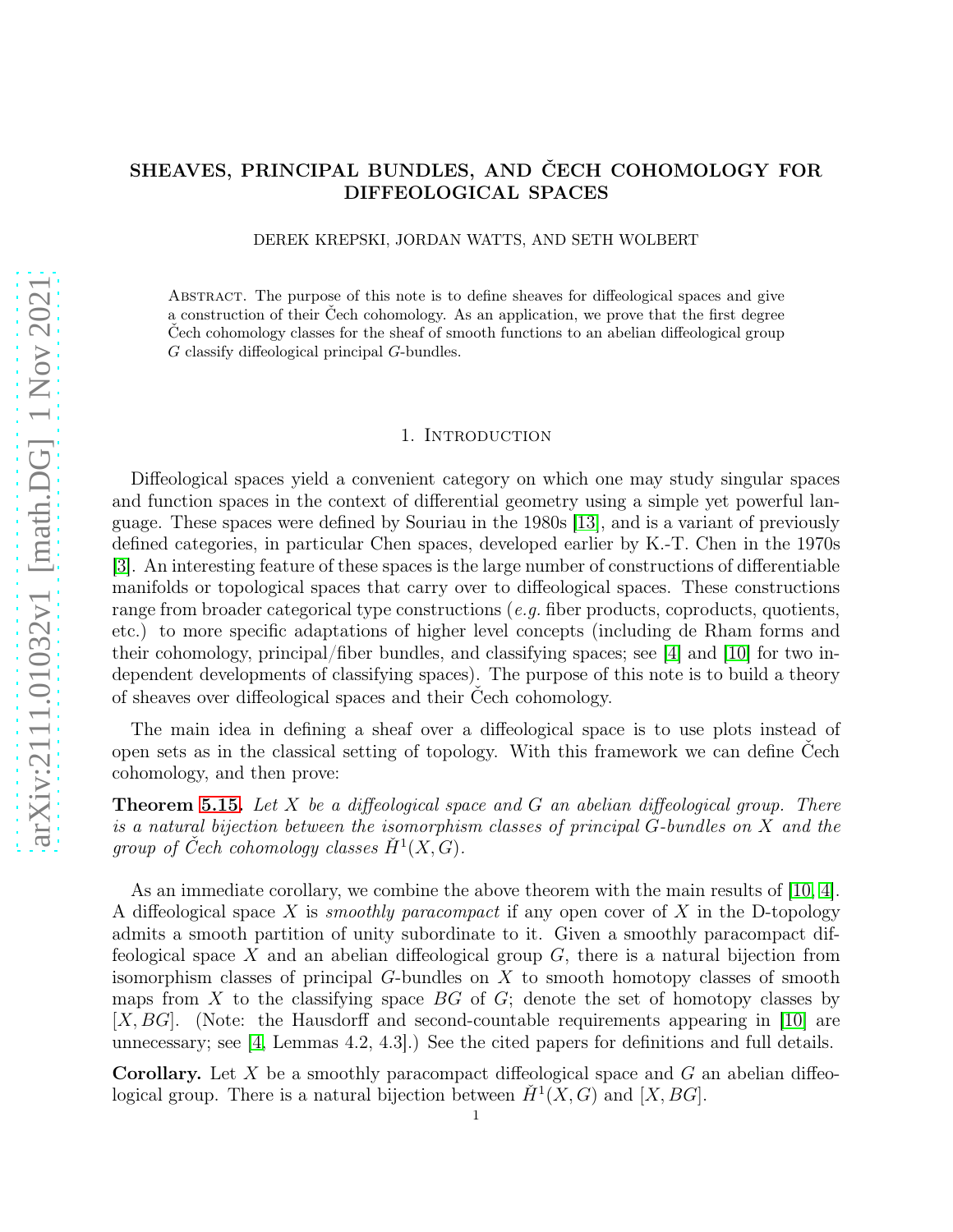# SHEAVES, PRINCIPAL BUNDLES, AND ČECH COHOMOLOGY FOR DIFFEOLOGICAL SPACES

DEREK KREPSKI, JORDAN WATTS, AND SETH WOLBERT

Abstract. The purpose of this note is to define sheaves for diffeological spaces and give a construction of their Čech cohomology. As an application, we prove that the first degree Čech cohomology classes for the sheaf of smooth functions to an abelian diffeological group $G$ classify diffeological principal $G$-bundles.

## 1. Introduction

Diffeological spaces yield a convenient category on which one may study singular spaces and function spaces in the context of differential geometry using a simple yet powerful language. These spaces were defined by Souriau in the 1980s [13], and is a variant of previously defined categories, in particular Chen spaces, developed earlier by K.-T. Chen in the 1970s [3]. An interesting feature of these spaces is the large number of constructions of differentiable manifolds or topological spaces that carry over to diffeological spaces. These constructions range from broader categorical type constructions (*e.g.* fiber products, coproducts, quotients, etc.) to more specific adaptations of higher level concepts (including de Rham forms and their cohomology, principal/fiber bundles, and classifying spaces; see [4] and [10] for two independent developments of classifying spaces). The purpose of this note is to build a theory of sheaves over diffeological spaces and their Čech cohomology.

The main idea in defining a sheaf over a diffeological space is to use plots instead of open sets as in the classical setting of topology. With this framework we can define Čech cohomology, and then prove:

**Theorem 5.15.** *Let $X$ be a diffeological space and $G$ an abelian diffeological group. There is a natural bijection between the isomorphism classes of principal $G$-bundles on $X$ and the group of Čech cohomology classes $\check{H}^1(X, G)$.*

As an immediate corollary, we combine the above theorem with the main results of [10, 4]. A diffeological space $X$ is *smoothly paracompact* if any open cover of $X$ in the D-topology admits a smooth partition of unity subordinate to it. Given a smoothly paracompact diffeological space $X$ and an abelian diffeological group $G$, there is a natural bijection from isomorphism classes of principal $G$-bundles on $X$ to smooth homotopy classes of smooth maps from $X$ to the classifying space $BG$ of $G$; denote the set of homotopy classes by $[X, BG]$. (Note: the Hausdorff and second-countable requirements appearing in [10] are unnecessary; see [4, Lemmas 4.2, 4.3].) See the cited papers for definitions and full details.

**Corollary.** Let $X$ be a smoothly paracompact diffeological space and $G$ an abelian diffeological group. There is a natural bijection between $\check{H}^1(X, G)$ and $[X, BG]$.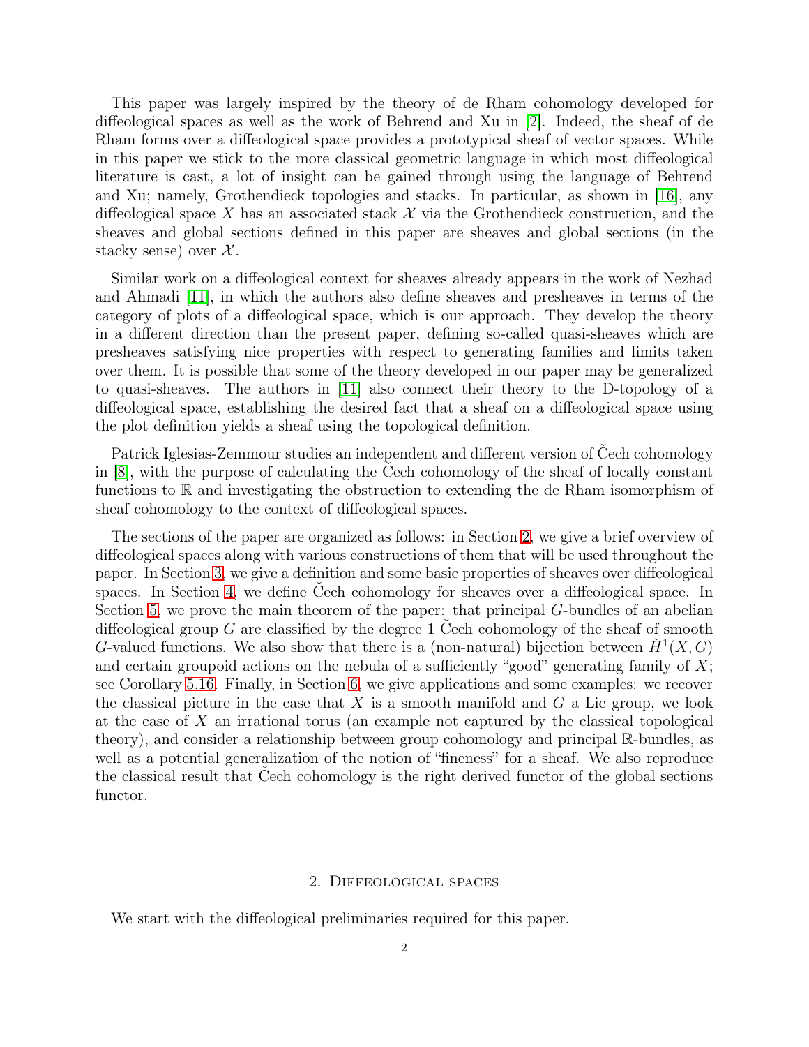This paper was largely inspired by the theory of de Rham cohomology developed for diffeological spaces as well as the work of Behrend and Xu in [2]. Indeed, the sheaf of de Rham forms over a diffeological space provides a prototypical sheaf of vector spaces. While in this paper we stick to the more classical geometric language in which most diffeological literature is cast, a lot of insight can be gained through using the language of Behrend and Xu; namely, Grothendieck topologies and stacks. In particular, as shown in [16], any diffeological space $X$ has an associated stack $\mathcal{X}$ via the Grothendieck construction, and the sheaves and global sections defined in this paper are sheaves and global sections (in the stacky sense) over $\mathcal{X}$.

Similar work on a diffeological context for sheaves already appears in the work of Nezhad and Ahmadi [11], in which the authors also define sheaves and presheaves in terms of the category of plots of a diffeological space, which is our approach. They develop the theory in a different direction than the present paper, defining so-called quasi-sheaves which are presheaves satisfying nice properties with respect to generating families and limits taken over them. It is possible that some of the theory developed in our paper may be generalized to quasi-sheaves. The authors in [11] also connect their theory to the D-topology of a diffeological space, establishing the desired fact that a sheaf on a diffeological space using the plot definition yields a sheaf using the topological definition.

Patrick Iglesias-Zemmour studies an independent and different version of Čech cohomology in [8], with the purpose of calculating the Čech cohomology of the sheaf of locally constant functions to $\mathbb{R}$ and investigating the obstruction to extending the de Rham isomorphism of sheaf cohomology to the context of diffeological spaces.

The sections of the paper are organized as follows: in Section 2, we give a brief overview of diffeological spaces along with various constructions of them that will be used throughout the paper. In Section 3, we give a definition and some basic properties of sheaves over diffeological spaces. In Section 4, we define Čech cohomology for sheaves over a diffeological space. In Section 5, we prove the main theorem of the paper: that principal $G$-bundles of an abelian diffeological group $G$ are classified by the degree 1 Čech cohomology of the sheaf of smooth $G$-valued functions. We also show that there is a (non-natural) bijection between $\check{H}^1(X, G)$ and certain groupoid actions on the nebula of a sufficiently "good" generating family of $X$; see Corollary 5.16. Finally, in Section 6, we give applications and some examples: we recover the classical picture in the case that $X$ is a smooth manifold and $G$ a Lie group, we look at the case of $X$ an irrational torus (an example not captured by the classical topological theory), and consider a relationship between group cohomology and principal $\mathbb{R}$-bundles, as well as a potential generalization of the notion of "fineness" for a sheaf. We also reproduce the classical result that Čech cohomology is the right derived functor of the global sections functor.

## 2. Diffeological spaces

We start with the diffeological preliminaries required for this paper.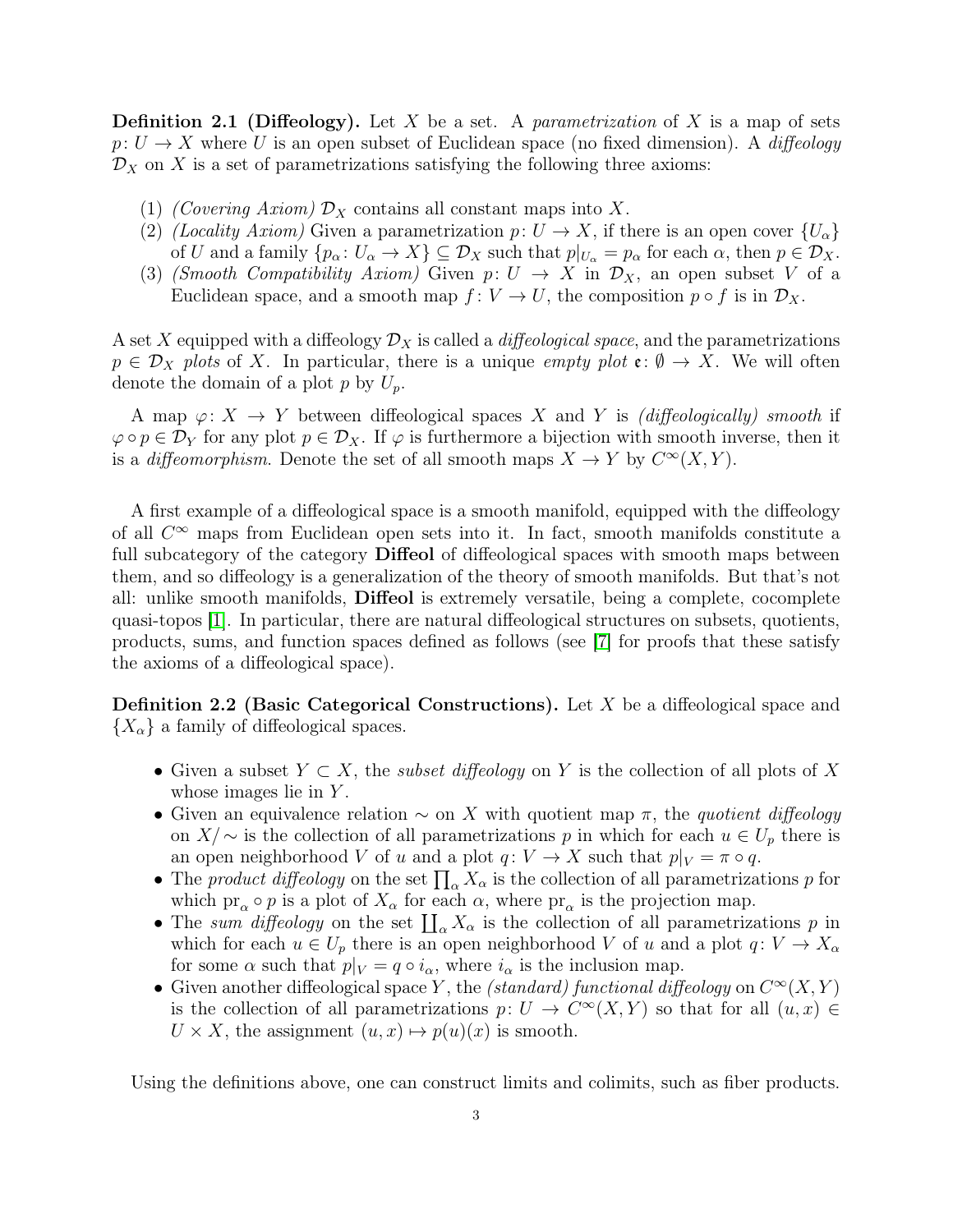**Definition 2.1 (Diffeology).** Let $X$ be a set. A *parametrization* of $X$ is a map of sets $p: U \to X$ where $U$ is an open subset of Euclidean space (no fixed dimension). A *diffeology* $\mathcal{D}_X$ on $X$ is a set of parametrizations satisfying the following three axioms:

1. *(Covering Axiom)* $\mathcal{D}_X$ contains all constant maps into $X$.
2. *(Locality Axiom)* Given a parametrization $p: U \to X$, if there is an open cover $\{U_\alpha\}$ of $U$ and a family $\{p_\alpha: U_\alpha \to X\} \subseteq \mathcal{D}_X$ such that $p|_{U_\alpha} = p_\alpha$ for each $\alpha$, then $p \in \mathcal{D}_X$.
3. *(Smooth Compatibility Axiom)* Given $p: U \to X$ in $\mathcal{D}_X$, an open subset $V$ of a Euclidean space, and a smooth map $f: V \to U$, the composition $p \circ f$ is in $\mathcal{D}_X$.

A set $X$ equipped with a diffeology $\mathcal{D}_X$ is called a *diffeological space*, and the parametrizations $p \in \mathcal{D}_X$ *plots* of $X$. In particular, there is a unique *empty plot* $\mathfrak{e}: \emptyset \to X$. We will often denote the domain of a plot $p$ by $U_p$.

A map $\varphi: X \to Y$ between diffeological spaces $X$ and $Y$ is *(diffeologically) smooth* if $\varphi \circ p \in \mathcal{D}_Y$ for any plot $p \in \mathcal{D}_X$. If $\varphi$ is furthermore a bijection with smooth inverse, then it is a *diffeomorphism*. Denote the set of all smooth maps $X \to Y$ by $C^\infty(X, Y)$.

A first example of a diffeological space is a smooth manifold, equipped with the diffeology of all $C^\infty$ maps from Euclidean open sets into it. In fact, smooth manifolds constitute a full subcategory of the category **Diffeol** of diffeological spaces with smooth maps between them, and so diffeology is a generalization of the theory of smooth manifolds. But that's not all: unlike smooth manifolds, **Diffeol** is extremely versatile, being a complete, cocomplete quasi-topos [1]. In particular, there are natural diffeological structures on subsets, quotients, products, sums, and function spaces defined as follows (see [7] for proofs that these satisfy the axioms of a diffeological space).

**Definition 2.2 (Basic Categorical Constructions).** Let $X$ be a diffeological space and $\{X_\alpha\}$ a family of diffeological spaces.

- Given a subset $Y \subset X$, the *subset diffeology* on $Y$ is the collection of all plots of $X$ whose images lie in $Y$.
- Given an equivalence relation $\sim$ on $X$ with quotient map $\pi$, the *quotient diffeology* on $X/\sim$ is the collection of all parametrizations $p$ in which for each $u \in U_p$ there is an open neighborhood $V$ of $u$ and a plot $q: V \to X$ such that $p|_V = \pi \circ q$.
- The *product diffeology* on the set $\prod_\alpha X_\alpha$ is the collection of all parametrizations $p$ for which $\mathrm{pr}_\alpha \circ p$ is a plot of $X_\alpha$ for each $\alpha$, where $\mathrm{pr}_\alpha$ is the projection map.
- The *sum diffeology* on the set $\coprod_\alpha X_\alpha$ is the collection of all parametrizations $p$ in which for each $u \in U_p$ there is an open neighborhood $V$ of $u$ and a plot $q: V \to X_\alpha$ for some $\alpha$ such that $p|_V = q \circ i_\alpha$, where $i_\alpha$ is the inclusion map.
- Given another diffeological space $Y$, the *(standard) functional diffeology* on $C^\infty(X, Y)$ is the collection of all parametrizations $p: U \to C^\infty(X, Y)$ so that for all $(u, x) \in U \times X$, the assignment $(u, x) \mapsto p(u)(x)$ is smooth.

Using the definitions above, one can construct limits and colimits, such as fiber products.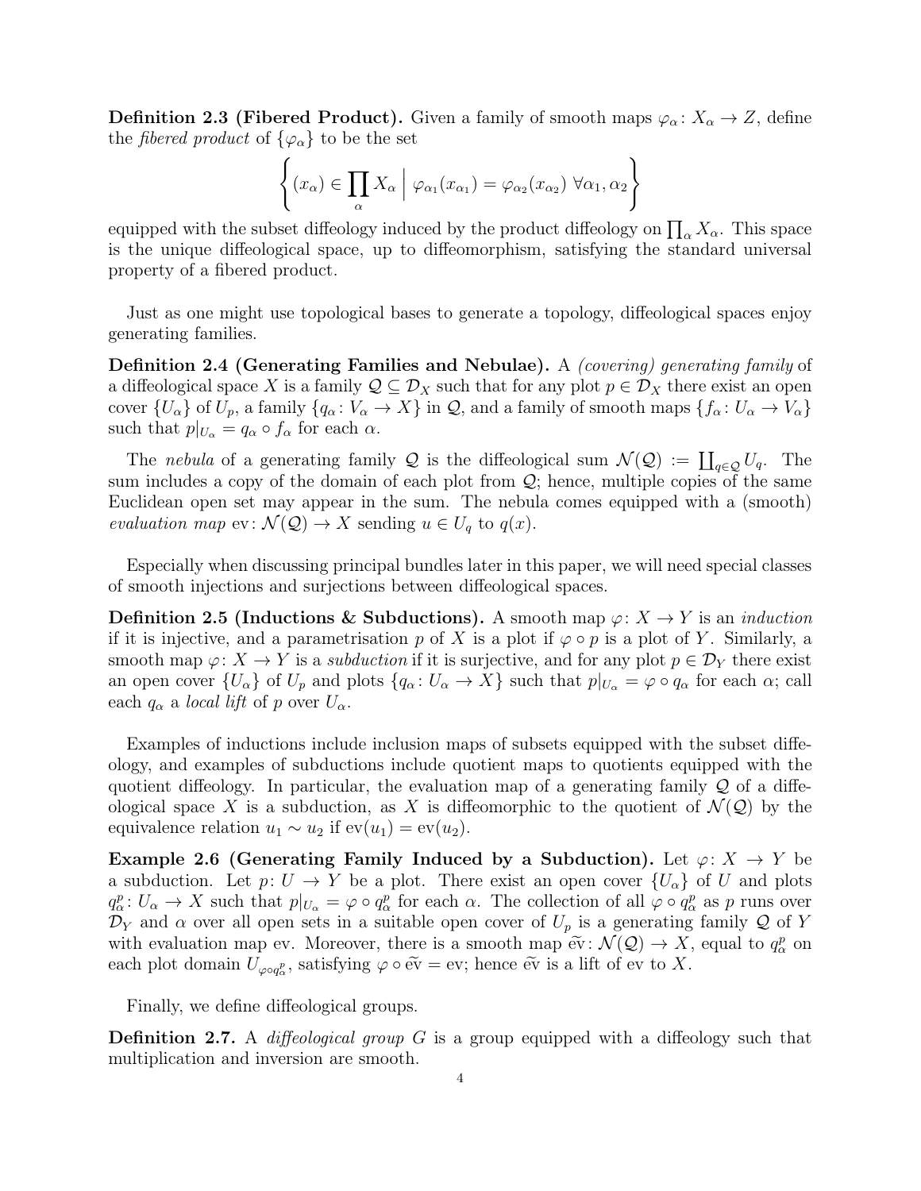**Definition 2.3 (Fibered Product).** Given a family of smooth maps $\varphi_\alpha\colon X_\alpha \to Z$, define the *fibered product* of $\{\varphi_\alpha\}$ to be the set

$$\left\{ (x_\alpha) \in \prod_\alpha X_\alpha \;\middle|\; \varphi_{\alpha_1}(x_{\alpha_1}) = \varphi_{\alpha_2}(x_{\alpha_2}) \ \forall \alpha_1, \alpha_2 \right\}$$

equipped with the subset diffeology induced by the product diffeology on $\prod_\alpha X_\alpha$. This space is the unique diffeological space, up to diffeomorphism, satisfying the standard universal property of a fibered product.

Just as one might use topological bases to generate a topology, diffeological spaces enjoy generating families.

**Definition 2.4 (Generating Families and Nebulae).** A *(covering) generating family* of a diffeological space $X$ is a family $\mathcal{Q} \subseteq \mathcal{D}_X$ such that for any plot $p \in \mathcal{D}_X$ there exist an open cover $\{U_\alpha\}$ of $U_p$, a family $\{q_\alpha\colon V_\alpha \to X\}$ in $\mathcal{Q}$, and a family of smooth maps $\{f_\alpha\colon U_\alpha \to V_\alpha\}$ such that $p|_{U_\alpha} = q_\alpha \circ f_\alpha$ for each $\alpha$.

The *nebula* of a generating family $\mathcal{Q}$ is the diffeological sum $\mathcal{N}(\mathcal{Q}) := \coprod_{q \in \mathcal{Q}} U_q$. The sum includes a copy of the domain of each plot from $\mathcal{Q}$; hence, multiple copies of the same Euclidean open set may appear in the sum. The nebula comes equipped with a (smooth) *evaluation map* $\mathrm{ev}\colon \mathcal{N}(\mathcal{Q}) \to X$ sending $u \in U_q$ to $q(x)$.

Especially when discussing principal bundles later in this paper, we will need special classes of smooth injections and surjections between diffeological spaces.

**Definition 2.5 (Inductions & Subductions).** A smooth map $\varphi\colon X \to Y$ is an *induction* if it is injective, and a parametrisation $p$ of $X$ is a plot if $\varphi \circ p$ is a plot of $Y$. Similarly, a smooth map $\varphi\colon X \to Y$ is a *subduction* if it is surjective, and for any plot $p \in \mathcal{D}_Y$ there exist an open cover $\{U_\alpha\}$ of $U_p$ and plots $\{q_\alpha\colon U_\alpha \to X\}$ such that $p|_{U_\alpha} = \varphi \circ q_\alpha$ for each $\alpha$; call each $q_\alpha$ a *local lift* of $p$ over $U_\alpha$.

Examples of inductions include inclusion maps of subsets equipped with the subset diffeology, and examples of subductions include quotient maps to quotients equipped with the quotient diffeology. In particular, the evaluation map of a generating family $\mathcal{Q}$ of a diffeological space $X$ is a subduction, as $X$ is diffeomorphic to the quotient of $\mathcal{N}(\mathcal{Q})$ by the equivalence relation $u_1 \sim u_2$ if $\mathrm{ev}(u_1) = \mathrm{ev}(u_2)$.

**Example 2.6 (Generating Family Induced by a Subduction).** Let $\varphi\colon X \to Y$ be a subduction. Let $p\colon U \to Y$ be a plot. There exist an open cover $\{U_\alpha\}$ of $U$ and plots $q_\alpha^p\colon U_\alpha \to X$ such that $p|_{U_\alpha} = \varphi \circ q_\alpha^p$ for each $\alpha$. The collection of all $\varphi \circ q_\alpha^p$ as $p$ runs over $\mathcal{D}_Y$ and $\alpha$ over all open sets in a suitable open cover of $U_p$ is a generating family $\mathcal{Q}$ of $Y$ with evaluation map ev. Moreover, there is a smooth map $\widetilde{\mathrm{ev}}\colon \mathcal{N}(\mathcal{Q}) \to X$, equal to $q_\alpha^p$ on each plot domain $U_{\varphi \circ q_\alpha^p}$, satisfying $\varphi \circ \widetilde{\mathrm{ev}} = \mathrm{ev}$; hence $\widetilde{\mathrm{ev}}$ is a lift of ev to $X$.

Finally, we define diffeological groups.

**Definition 2.7.** A *diffeological group* $G$ is a group equipped with a diffeology such that multiplication and inversion are smooth.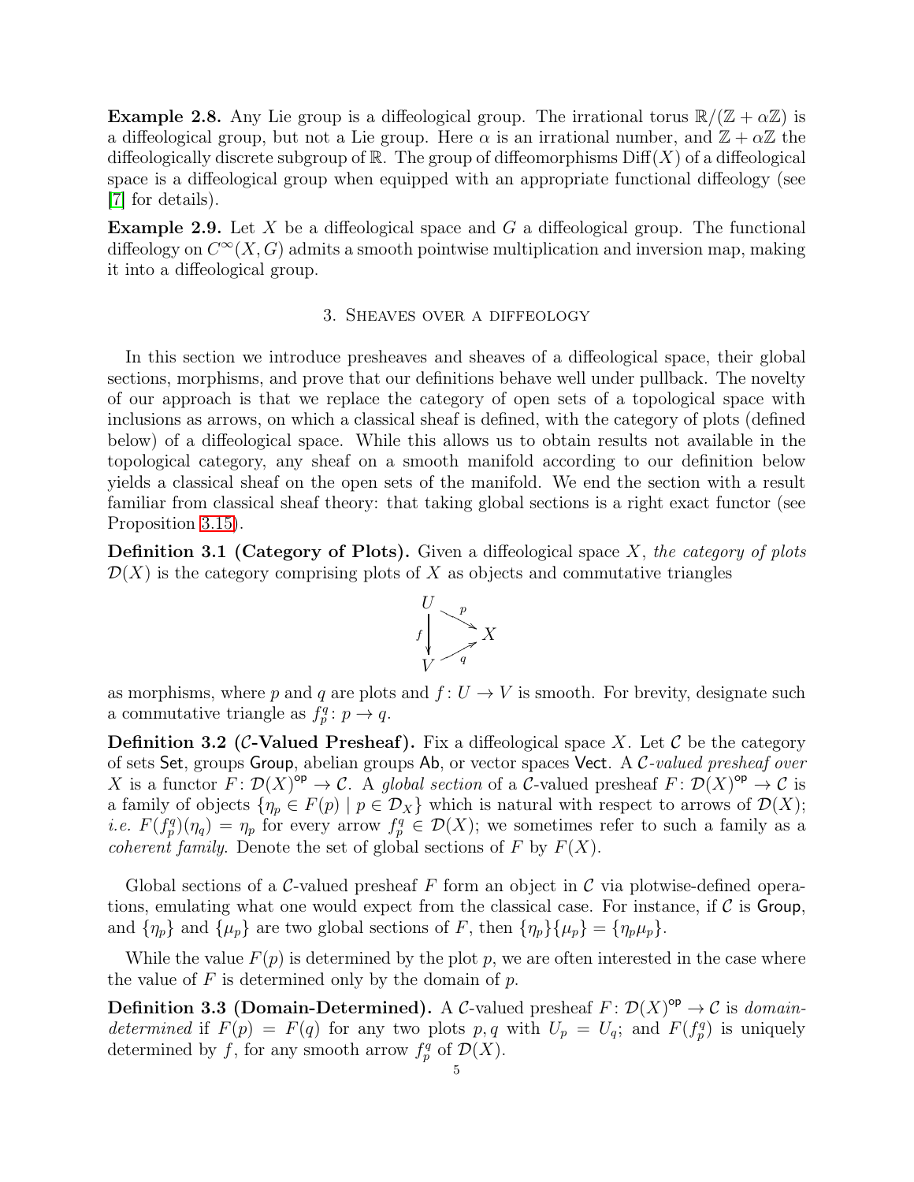**Example 2.8.** Any Lie group is a diffeological group. The irrational torus $\mathbb{R}/(\mathbb{Z} + \alpha\mathbb{Z})$ is a diffeological group, but not a Lie group. Here $\alpha$ is an irrational number, and $\mathbb{Z} + \alpha\mathbb{Z}$ the diffeologically discrete subgroup of $\mathbb{R}$. The group of diffeomorphisms $\mathrm{Diff}(X)$ of a diffeological space is a diffeological group when equipped with an appropriate functional diffeology (see [7] for details).

**Example 2.9.** Let $X$ be a diffeological space and $G$ a diffeological group. The functional diffeology on $C^\infty(X, G)$ admits a smooth pointwise multiplication and inversion map, making it into a diffeological group.

## 3. Sheaves over a diffeology

In this section we introduce presheaves and sheaves of a diffeological space, their global sections, morphisms, and prove that our definitions behave well under pullback. The novelty of our approach is that we replace the category of open sets of a topological space with inclusions as arrows, on which a classical sheaf is defined, with the category of plots (defined below) of a diffeological space. While this allows us to obtain results not available in the topological category, any sheaf on a smooth manifold according to our definition below yields a classical sheaf on the open sets of the manifold. We end the section with a result familiar from classical sheaf theory: that taking global sections is a right exact functor (see Proposition 3.15).

**Definition 3.1 (Category of Plots).** Given a diffeological space $X$, *the category of plots* $\mathcal{D}(X)$ is the category comprising plots of $X$ as objects and commutative triangles

$$\begin{array}{ccc} U & \xrightarrow{p} & \\ {\scriptstyle f}\downarrow & & X \\ V & \xrightarrow{q} & \end{array}$$

as morphisms, where $p$ and $q$ are plots and $f\colon U \to V$ is smooth. For brevity, designate such a commutative triangle as $f_p^q\colon p \to q$.

**Definition 3.2 ($\mathcal{C}$-Valued Presheaf).** Fix a diffeological space $X$. Let $\mathcal{C}$ be the category of sets $\mathsf{Set}$, groups $\mathsf{Group}$, abelian groups $\mathsf{Ab}$, or vector spaces $\mathsf{Vect}$. A *$\mathcal{C}$-valued presheaf over $X$* is a functor $F\colon \mathcal{D}(X)^{\mathsf{op}} \to \mathcal{C}$. A *global section* of a $\mathcal{C}$-valued presheaf $F\colon \mathcal{D}(X)^{\mathsf{op}} \to \mathcal{C}$ is a family of objects $\{\eta_p \in F(p) \mid p \in \mathcal{D}_X\}$ which is natural with respect to arrows of $\mathcal{D}(X)$; *i.e.* $F(f_p^q)(\eta_q) = \eta_p$ for every arrow $f_p^q \in \mathcal{D}(X)$; we sometimes refer to such a family as a *coherent family*. Denote the set of global sections of $F$ by $F(X)$.

Global sections of a $\mathcal{C}$-valued presheaf $F$ form an object in $\mathcal{C}$ via plotwise-defined operations, emulating what one would expect from the classical case. For instance, if $\mathcal{C}$ is $\mathsf{Group}$, and $\{\eta_p\}$ and $\{\mu_p\}$ are two global sections of $F$, then $\{\eta_p\}\{\mu_p\} = \{\eta_p\mu_p\}$.

While the value $F(p)$ is determined by the plot $p$, we are often interested in the case where the value of $F$ is determined only by the domain of $p$.

**Definition 3.3 (Domain-Determined).** A $\mathcal{C}$-valued presheaf $F\colon \mathcal{D}(X)^{\mathsf{op}} \to \mathcal{C}$ is *domain-determined* if $F(p) = F(q)$ for any two plots $p, q$ with $U_p = U_q$; and $F(f_p^q)$ is uniquely determined by $f$, for any smooth arrow $f_p^q$ of $\mathcal{D}(X)$.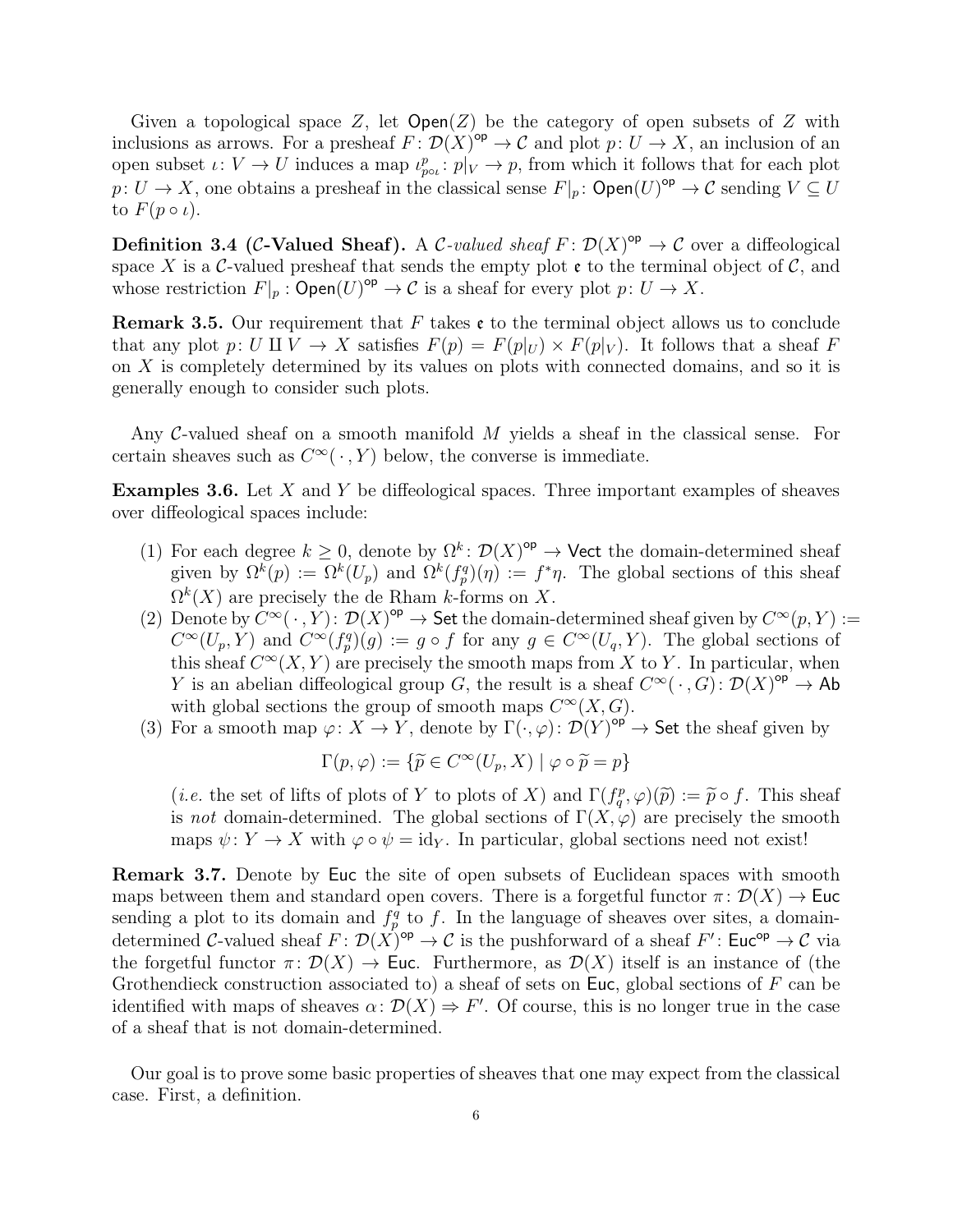Given a topological space $Z$, let $\mathsf{Open}(Z)$ be the category of open subsets of $Z$ with inclusions as arrows. For a presheaf $F\colon \mathcal{D}(X)^{\mathsf{op}} \to \mathcal{C}$ and plot $p\colon U \to X$, an inclusion of an open subset $\iota\colon V \to U$ induces a map $\iota^p_{p\circ\iota}\colon p|_V \to p$, from which it follows that for each plot $p\colon U \to X$, one obtains a presheaf in the classical sense $F|_p\colon \mathsf{Open}(U)^{\mathsf{op}} \to \mathcal{C}$ sending $V \subseteq U$ to $F(p \circ \iota)$.

**Definition 3.4 ($\mathcal{C}$-Valued Sheaf).** A *$\mathcal{C}$-valued sheaf* $F\colon \mathcal{D}(X)^{\mathsf{op}} \to \mathcal{C}$ over a diffeological space $X$ is a $\mathcal{C}$-valued presheaf that sends the empty plot $\mathfrak{e}$ to the terminal object of $\mathcal{C}$, and whose restriction $F|_p : \mathsf{Open}(U)^{\mathsf{op}} \to \mathcal{C}$ is a sheaf for every plot $p\colon U \to X$.

**Remark 3.5.** Our requirement that $F$ takes $\mathfrak{e}$ to the terminal object allows us to conclude that any plot $p\colon U \amalg V \to X$ satisfies $F(p) = F(p|_U) \times F(p|_V)$. It follows that a sheaf $F$ on $X$ is completely determined by its values on plots with connected domains, and so it is generally enough to consider such plots.

Any $\mathcal{C}$-valued sheaf on a smooth manifold $M$ yields a sheaf in the classical sense. For certain sheaves such as $C^\infty(\,\cdot\,, Y)$ below, the converse is immediate.

**Examples 3.6.** Let $X$ and $Y$ be diffeological spaces. Three important examples of sheaves over diffeological spaces include:

(1) For each degree $k \geq 0$, denote by $\Omega^k\colon \mathcal{D}(X)^{\mathsf{op}} \to \mathsf{Vect}$ the domain-determined sheaf given by $\Omega^k(p) := \Omega^k(U_p)$ and $\Omega^k(f^q_p)(\eta) := f^*\eta$. The global sections of this sheaf $\Omega^k(X)$ are precisely the de Rham $k$-forms on $X$.

(2) Denote by $C^\infty(\,\cdot\,, Y)\colon \mathcal{D}(X)^{\mathsf{op}} \to \mathsf{Set}$ the domain-determined sheaf given by $C^\infty(p, Y) := C^\infty(U_p, Y)$ and $C^\infty(f^q_p)(g) := g \circ f$ for any $g \in C^\infty(U_q, Y)$. The global sections of this sheaf $C^\infty(X, Y)$ are precisely the smooth maps from $X$ to $Y$. In particular, when $Y$ is an abelian diffeological group $G$, the result is a sheaf $C^\infty(\,\cdot\,, G)\colon \mathcal{D}(X)^{\mathsf{op}} \to \mathsf{Ab}$ with global sections the group of smooth maps $C^\infty(X, G)$.

(3) For a smooth map $\varphi\colon X \to Y$, denote by $\Gamma(\cdot, \varphi)\colon \mathcal{D}(Y)^{\mathsf{op}} \to \mathsf{Set}$ the sheaf given by

$$\Gamma(p, \varphi) := \{\widetilde{p} \in C^\infty(U_p, X) \mid \varphi \circ \widetilde{p} = p\}$$

(*i.e.* the set of lifts of plots of $Y$ to plots of $X$) and $\Gamma(f^p_q, \varphi)(\widetilde{p}) := \widetilde{p} \circ f$. This sheaf is *not* domain-determined. The global sections of $\Gamma(X, \varphi)$ are precisely the smooth maps $\psi\colon Y \to X$ with $\varphi \circ \psi = \mathrm{id}_Y$. In particular, global sections need not exist!

**Remark 3.7.** Denote by $\mathsf{Euc}$ the site of open subsets of Euclidean spaces with smooth maps between them and standard open covers. There is a forgetful functor $\pi\colon \mathcal{D}(X) \to \mathsf{Euc}$ sending a plot to its domain and $f^q_p$ to $f$. In the language of sheaves over sites, a domain-determined $\mathcal{C}$-valued sheaf $F\colon \mathcal{D}(X)^{\mathsf{op}} \to \mathcal{C}$ is the pushforward of a sheaf $F'\colon \mathsf{Euc}^{\mathsf{op}} \to \mathcal{C}$ via the forgetful functor $\pi\colon \mathcal{D}(X) \to \mathsf{Euc}$. Furthermore, as $\mathcal{D}(X)$ itself is an instance of (the Grothendieck construction associated to) a sheaf of sets on $\mathsf{Euc}$, global sections of $F$ can be identified with maps of sheaves $\alpha\colon \mathcal{D}(X) \Rightarrow F'$. Of course, this is no longer true in the case of a sheaf that is not domain-determined.

Our goal is to prove some basic properties of sheaves that one may expect from the classical case. First, a definition.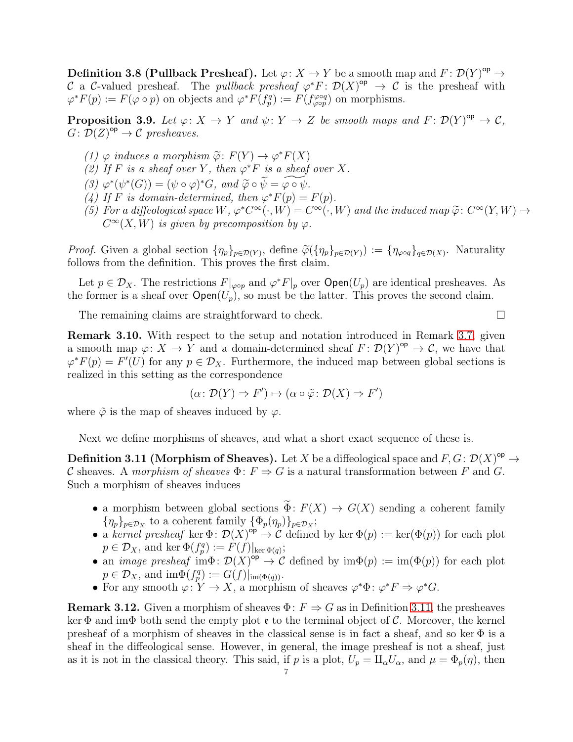**Definition 3.8 (Pullback Presheaf).** Let $\varphi\colon X \to Y$ be a smooth map and $F\colon \mathcal{D}(Y)^{\mathsf{op}} \to \mathcal{C}$ a $\mathcal{C}$-valued presheaf. The *pullback presheaf* $\varphi^*F\colon \mathcal{D}(X)^{\mathsf{op}} \to \mathcal{C}$ is the presheaf with $\varphi^*F(p) := F(\varphi \circ p)$ on objects and $\varphi^*F(f_p^q) := F(f_{\varphi\circ p}^{\varphi\circ q})$ on morphisms.

**Proposition 3.9.** *Let $\varphi\colon X \to Y$ and $\psi\colon Y \to Z$ be smooth maps and $F\colon \mathcal{D}(Y)^{\mathsf{op}} \to \mathcal{C}$, $G\colon \mathcal{D}(Z)^{\mathsf{op}} \to \mathcal{C}$ presheaves.*

*(1) $\varphi$ induces a morphism $\widetilde{\varphi}\colon F(Y) \to \varphi^*F(X)$*
*(2) If $F$ is a sheaf over $Y$, then $\varphi^*F$ is a sheaf over $X$.*
*(3) $\varphi^*(\psi^*(G)) = (\psi\circ\varphi)^*G$, and $\widetilde{\varphi}\circ\widetilde{\psi} = \widetilde{\varphi\circ\psi}$.*
*(4) If $F$ is domain-determined, then $\varphi^*F(p) = F(p)$.*
*(5) For a diffeological space $W$, $\varphi^*C^\infty(\cdot, W) = C^\infty(\cdot, W)$ and the induced map $\widetilde{\varphi}\colon C^\infty(Y,W) \to C^\infty(X,W)$ is given by precomposition by $\varphi$.*

*Proof.* Given a global section $\{\eta_p\}_{p\in\mathcal{D}(Y)}$, define $\widetilde{\varphi}(\{\eta_p\}_{p\in\mathcal{D}(Y)}) := \{\eta_{\varphi\circ q}\}_{q\in\mathcal{D}(X)}$. Naturality follows from the definition. This proves the first claim.

Let $p \in \mathcal{D}_X$. The restrictions $F|_{\varphi\circ p}$ and $\varphi^*F|_p$ over $\mathsf{Open}(U_p)$ are identical presheaves. As the former is a sheaf over $\mathsf{Open}(U_p)$, so must be the latter. This proves the second claim.

The remaining claims are straightforward to check. $\square$

**Remark 3.10.** With respect to the setup and notation introduced in Remark 3.7, given a smooth map $\varphi\colon X \to Y$ and a domain-determined sheaf $F\colon \mathcal{D}(Y)^{\mathsf{op}} \to \mathcal{C}$, we have that $\varphi^*F(p) = F'(U)$ for any $p \in \mathcal{D}_X$. Furthermore, the induced map between global sections is realized in this setting as the correspondence

$$(\alpha\colon \mathcal{D}(Y) \Rightarrow F') \mapsto (\alpha \circ \tilde{\varphi}\colon \mathcal{D}(X) \Rightarrow F')$$

where $\tilde{\varphi}$ is the map of sheaves induced by $\varphi$.

Next we define morphisms of sheaves, and what a short exact sequence of these is.

**Definition 3.11 (Morphism of Sheaves).** Let $X$ be a diffeological space and $F, G\colon \mathcal{D}(X)^{\mathsf{op}} \to \mathcal{C}$ sheaves. A *morphism of sheaves* $\Phi\colon F \Rightarrow G$ is a natural transformation between $F$ and $G$. Such a morphism of sheaves induces

- a morphism between global sections $\widetilde{\Phi}\colon F(X) \to G(X)$ sending a coherent family $\{\eta_p\}_{p\in\mathcal{D}_X}$ to a coherent family $\{\Phi_p(\eta_p)\}_{p\in\mathcal{D}_X}$;
- a *kernel presheaf* $\ker\Phi\colon \mathcal{D}(X)^{\mathsf{op}} \to \mathcal{C}$ defined by $\ker\Phi(p) := \ker(\Phi(p))$ for each plot $p \in \mathcal{D}_X$, and $\ker\Phi(f_p^q) := F(f)|_{\ker\Phi(q)}$;
- an *image presheaf* $\mathrm{im}\Phi\colon \mathcal{D}(X)^{\mathsf{op}} \to \mathcal{C}$ defined by $\mathrm{im}\Phi(p) := \mathrm{im}(\Phi(p))$ for each plot $p \in \mathcal{D}_X$, and $\mathrm{im}\Phi(f_p^q) := G(f)|_{\mathrm{im}(\Phi(q))}$.
- For any smooth $\varphi\colon Y \to X$, a morphism of sheaves $\varphi^*\Phi\colon \varphi^*F \Rightarrow \varphi^*G$.

**Remark 3.12.** Given a morphism of sheaves $\Phi\colon F \Rightarrow G$ as in Definition 3.11, the presheaves $\ker\Phi$ and $\mathrm{im}\Phi$ both send the empty plot $\mathfrak{e}$ to the terminal object of $\mathcal{C}$. Moreover, the kernel presheaf of a morphism of sheaves in the classical sense is in fact a sheaf, and so $\ker\Phi$ is a sheaf in the diffeological sense. However, in general, the image presheaf is not a sheaf, just as it is not in the classical theory. This said, if $p$ is a plot, $U_p = \amalg_\alpha U_\alpha$, and $\mu = \Phi_p(\eta)$, then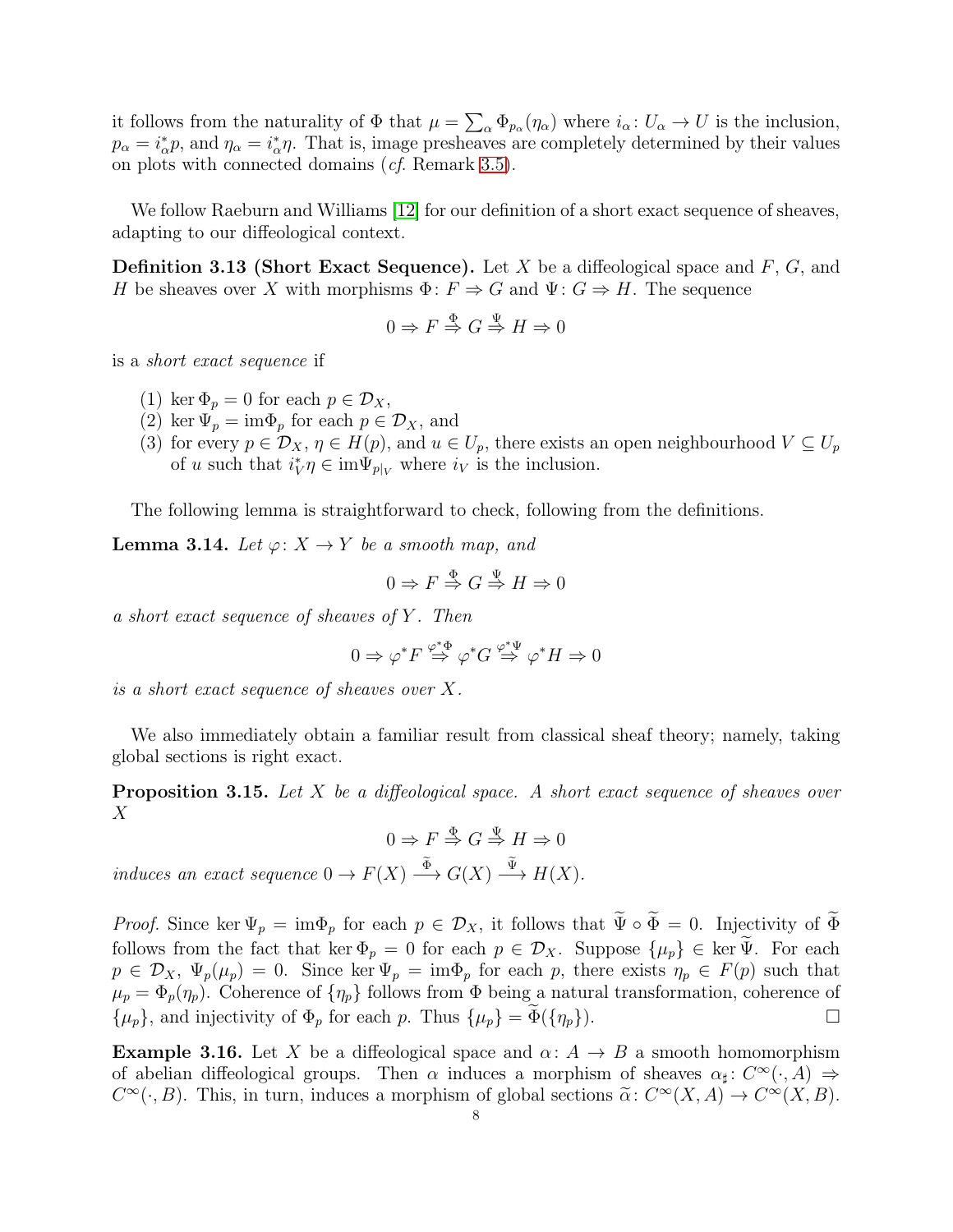it follows from the naturality of $\Phi$ that $\mu = \sum_\alpha \Phi_{p_\alpha}(\eta_\alpha)$ where $i_\alpha \colon U_\alpha \to U$ is the inclusion, $p_\alpha = i_\alpha^* p$, and $\eta_\alpha = i_\alpha^* \eta$. That is, image presheaves are completely determined by their values on plots with connected domains (*cf.* Remark 3.5).

We follow Raeburn and Williams [12] for our definition of a short exact sequence of sheaves, adapting to our diffeological context.

**Definition 3.13 (Short Exact Sequence).** Let $X$ be a diffeological space and $F$, $G$, and $H$ be sheaves over $X$ with morphisms $\Phi\colon F \Rightarrow G$ and $\Psi\colon G \Rightarrow H$. The sequence

$$0 \Rightarrow F \overset{\Phi}{\Rightarrow} G \overset{\Psi}{\Rightarrow} H \Rightarrow 0$$

is a *short exact sequence* if

1. $\ker \Phi_p = 0$ for each $p \in \mathcal{D}_X$,
2. $\ker \Psi_p = \mathrm{im}\Phi_p$ for each $p \in \mathcal{D}_X$, and
3. for every $p \in \mathcal{D}_X$, $\eta \in H(p)$, and $u \in U_p$, there exists an open neighbourhood $V \subseteq U_p$ of $u$ such that $i_V^* \eta \in \mathrm{im}\Psi_{p|_V}$ where $i_V$ is the inclusion.

The following lemma is straightforward to check, following from the definitions.

**Lemma 3.14.** *Let $\varphi\colon X \to Y$ be a smooth map, and*

$$0 \Rightarrow F \overset{\Phi}{\Rightarrow} G \overset{\Psi}{\Rightarrow} H \Rightarrow 0$$

*a short exact sequence of sheaves of $Y$. Then*

$$0 \Rightarrow \varphi^* F \overset{\varphi^*\Phi}{\Rightarrow} \varphi^* G \overset{\varphi^*\Psi}{\Rightarrow} \varphi^* H \Rightarrow 0$$

*is a short exact sequence of sheaves over $X$.*

We also immediately obtain a familiar result from classical sheaf theory; namely, taking global sections is right exact.

**Proposition 3.15.** *Let $X$ be a diffeological space. A short exact sequence of sheaves over $X$*

$$0 \Rightarrow F \overset{\Phi}{\Rightarrow} G \overset{\Psi}{\Rightarrow} H \Rightarrow 0$$

*induces an exact sequence $0 \to F(X) \xrightarrow{\widetilde{\Phi}} G(X) \xrightarrow{\widetilde{\Psi}} H(X)$.*

*Proof.* Since $\ker \Psi_p = \mathrm{im}\Phi_p$ for each $p \in \mathcal{D}_X$, it follows that $\widetilde{\Psi} \circ \widetilde{\Phi} = 0$. Injectivity of $\widetilde{\Phi}$ follows from the fact that $\ker \Phi_p = 0$ for each $p \in \mathcal{D}_X$. Suppose $\{\mu_p\} \in \ker \widetilde{\Psi}$. For each $p \in \mathcal{D}_X$, $\Psi_p(\mu_p) = 0$. Since $\ker \Psi_p = \mathrm{im}\Phi_p$ for each $p$, there exists $\eta_p \in F(p)$ such that $\mu_p = \Phi_p(\eta_p)$. Coherence of $\{\eta_p\}$ follows from $\Phi$ being a natural transformation, coherence of $\{\mu_p\}$, and injectivity of $\Phi_p$ for each $p$. Thus $\{\mu_p\} = \widetilde{\Phi}(\{\eta_p\})$. $\square$

**Example 3.16.** Let $X$ be a diffeological space and $\alpha\colon A \to B$ a smooth homomorphism of abelian diffeological groups. Then $\alpha$ induces a morphism of sheaves $\alpha_\sharp\colon C^\infty(\cdot, A) \Rightarrow C^\infty(\cdot, B)$. This, in turn, induces a morphism of global sections $\widetilde{\alpha}\colon C^\infty(X, A) \to C^\infty(X, B)$.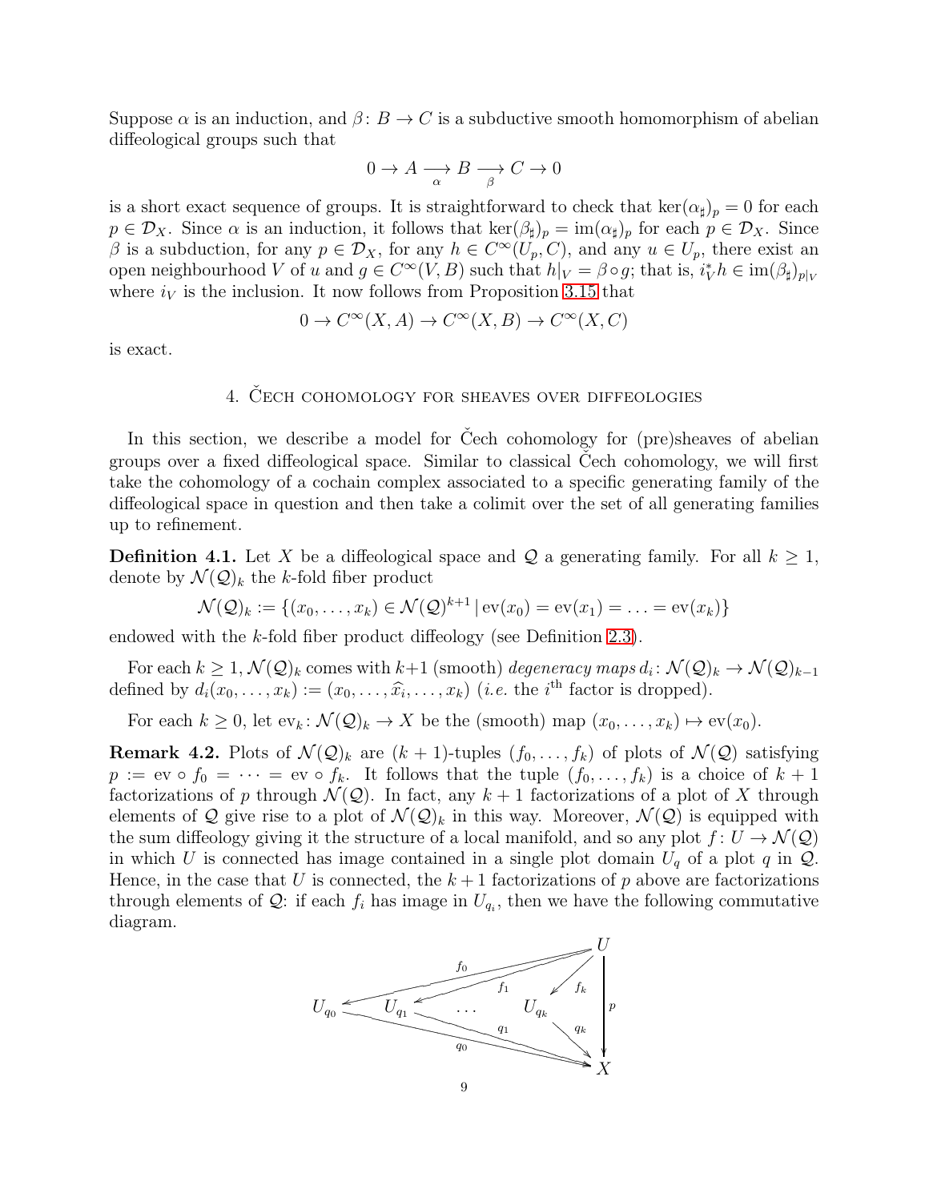Suppose $\alpha$ is an induction, and $\beta\colon B \to C$ is a subductive smooth homomorphism of abelian diffeological groups such that

$$0 \to A \underset{\alpha}{\longrightarrow} B \underset{\beta}{\longrightarrow} C \to 0$$

is a short exact sequence of groups. It is straightforward to check that $\ker(\alpha_\sharp)_p = 0$ for each $p \in \mathcal{D}_X$. Since $\alpha$ is an induction, it follows that $\ker(\beta_\sharp)_p = \operatorname{im}(\alpha_\sharp)_p$ for each $p \in \mathcal{D}_X$. Since $\beta$ is a subduction, for any $p \in \mathcal{D}_X$, for any $h \in C^\infty(U_p, C)$, and any $u \in U_p$, there exist an open neighbourhood $V$ of $u$ and $g \in C^\infty(V, B)$ such that $h|_V = \beta \circ g$; that is, $i_V^* h \in \operatorname{im}(\beta_\sharp)_{p|_V}$ where $i_V$ is the inclusion. It now follows from Proposition 3.15 that

$$0 \to C^\infty(X, A) \to C^\infty(X, B) \to C^\infty(X, C)$$

is exact.

## 4. Čech cohomology for sheaves over diffeologies

In this section, we describe a model for Čech cohomology for (pre)sheaves of abelian groups over a fixed diffeological space. Similar to classical Čech cohomology, we will first take the cohomology of a cochain complex associated to a specific generating family of the diffeological space in question and then take a colimit over the set of all generating families up to refinement.

**Definition 4.1.** Let $X$ be a diffeological space and $\mathcal{Q}$ a generating family. For all $k \geq 1$, denote by $\mathcal{N}(\mathcal{Q})_k$ the $k$-fold fiber product

$$\mathcal{N}(\mathcal{Q})_k := \{(x_0, \ldots, x_k) \in \mathcal{N}(\mathcal{Q})^{k+1} \,|\, \operatorname{ev}(x_0) = \operatorname{ev}(x_1) = \ldots = \operatorname{ev}(x_k)\}$$

endowed with the $k$-fold fiber product diffeology (see Definition 2.3).

For each $k \geq 1$, $\mathcal{N}(\mathcal{Q})_k$ comes with $k+1$ (smooth) *degeneracy maps* $d_i\colon \mathcal{N}(\mathcal{Q})_k \to \mathcal{N}(\mathcal{Q})_{k-1}$ defined by $d_i(x_0, \ldots, x_k) := (x_0, \ldots, \widehat{x_i}, \ldots, x_k)$ (*i.e.* the $i^{\text{th}}$ factor is dropped).

For each $k \geq 0$, let $\operatorname{ev}_k\colon \mathcal{N}(\mathcal{Q})_k \to X$ be the (smooth) map $(x_0, \ldots, x_k) \mapsto \operatorname{ev}(x_0)$.

**Remark 4.2.** Plots of $\mathcal{N}(\mathcal{Q})_k$ are $(k+1)$-tuples $(f_0, \ldots, f_k)$ of plots of $\mathcal{N}(\mathcal{Q})$ satisfying $p := \operatorname{ev} \circ f_0 = \cdots = \operatorname{ev} \circ f_k$. It follows that the tuple $(f_0, \ldots, f_k)$ is a choice of $k+1$ factorizations of $p$ through $\mathcal{N}(\mathcal{Q})$. In fact, any $k+1$ factorizations of a plot of $X$ through elements of $\mathcal{Q}$ give rise to a plot of $\mathcal{N}(\mathcal{Q})_k$ in this way. Moreover, $\mathcal{N}(\mathcal{Q})$ is equipped with the sum diffeology giving it the structure of a local manifold, and so any plot $f\colon U \to \mathcal{N}(\mathcal{Q})$ in which $U$ is connected has image contained in a single plot domain $U_q$ of a plot $q$ in $\mathcal{Q}$. Hence, in the case that $U$ is connected, the $k+1$ factorizations of $p$ above are factorizations through elements of $\mathcal{Q}$: if each $f_i$ has image in $U_{q_i}$, then we have the following commutative diagram.

$$\begin{array}{ccc} & & U \\ U_{q_0} \xleftarrow{f_0} & U_{q_1} \xleftarrow{f_1} \;\cdots\; U_{q_k} \xleftarrow{f_k} & \Big\downarrow p \\ & q_0,\, q_1,\, \ldots,\, q_k \searrow & X \end{array}$$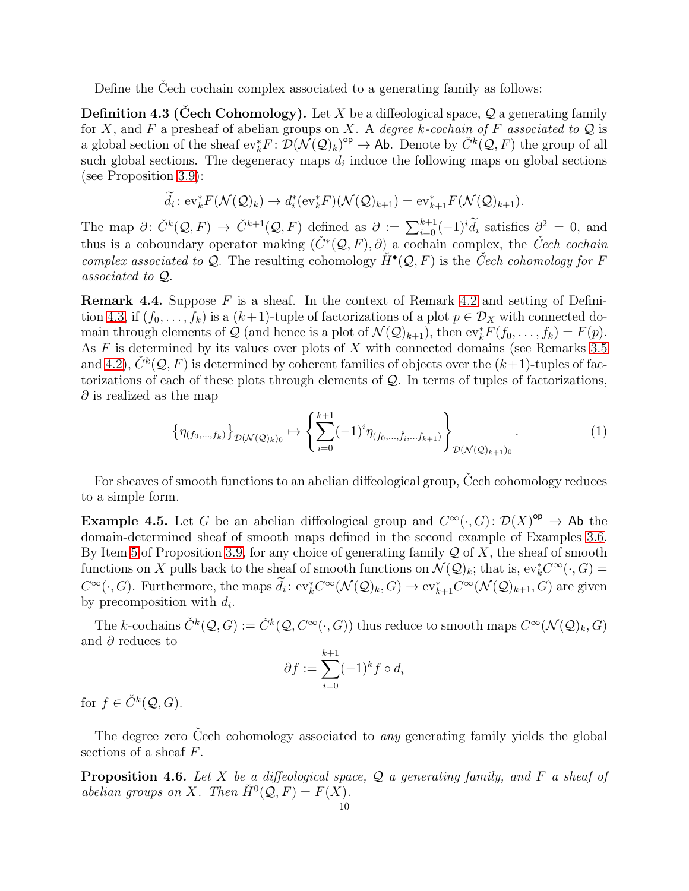Define the Čech cochain complex associated to a generating family as follows:

**Definition 4.3 (Čech Cohomology).** Let $X$ be a diffeological space, $\mathcal{Q}$ a generating family for $X$, and $F$ a presheaf of abelian groups on $X$. A *degree $k$-cochain of $F$ associated to $\mathcal{Q}$* is a global section of the sheaf $\mathrm{ev}_k^*F\colon \mathcal{D}(\mathcal{N}(\mathcal{Q})_k)^{\mathsf{op}} \to \mathsf{Ab}$. Denote by $\check{C}^k(\mathcal{Q}, F)$ the group of all such global sections. The degeneracy maps $d_i$ induce the following maps on global sections (see Proposition 3.9):

$$\widetilde{d_i}\colon \mathrm{ev}_k^*F(\mathcal{N}(\mathcal{Q})_k) \to d_i^*(\mathrm{ev}_k^*F)(\mathcal{N}(\mathcal{Q})_{k+1}) = \mathrm{ev}_{k+1}^*F(\mathcal{N}(\mathcal{Q})_{k+1}).$$

The map $\partial\colon \check{C}^k(\mathcal{Q}, F) \to \check{C}^{k+1}(\mathcal{Q}, F)$ defined as $\partial := \sum_{i=0}^{k+1}(-1)^i\widetilde{d_i}$ satisfies $\partial^2 = 0$, and thus is a coboundary operator making $(\check{C}^*(\mathcal{Q}, F), \partial)$ a cochain complex, the *Čech cochain complex associated to* $\mathcal{Q}$. The resulting cohomology $\check{H}^\bullet(\mathcal{Q}, F)$ is the *Čech cohomology for $F$ associated to $\mathcal{Q}$*.

**Remark 4.4.** Suppose $F$ is a sheaf. In the context of Remark 4.2 and setting of Definition 4.3, if $(f_0, \ldots, f_k)$ is a $(k+1)$-tuple of factorizations of a plot $p \in \mathcal{D}_X$ with connected domain through elements of $\mathcal{Q}$ (and hence is a plot of $\mathcal{N}(\mathcal{Q})_{k+1}$), then $\mathrm{ev}_k^*F(f_0, \ldots, f_k) = F(p)$. As $F$ is determined by its values over plots of $X$ with connected domains (see Remarks 3.5 and 4.2), $\check{C}^k(\mathcal{Q}, F)$ is determined by coherent families of objects over the $(k+1)$-tuples of factorizations of each of these plots through elements of $\mathcal{Q}$. In terms of tuples of factorizations, $\partial$ is realized as the map

$$\left\{\eta_{(f_0,\ldots,f_k)}\right\}_{\mathcal{D}(\mathcal{N}(\mathcal{Q})_k)_0} \mapsto \left\{\sum_{i=0}^{k+1}(-1)^i\eta_{(f_0,\ldots,\hat{f_i},\ldots f_{k+1})}\right\}_{\mathcal{D}(\mathcal{N}(\mathcal{Q})_{k+1})_0}. \tag{1}$$

For sheaves of smooth functions to an abelian diffeological group, Čech cohomology reduces to a simple form.

**Example 4.5.** Let $G$ be an abelian diffeological group and $C^\infty(\cdot, G)\colon \mathcal{D}(X)^{\mathsf{op}} \to \mathsf{Ab}$ the domain-determined sheaf of smooth maps defined in the second example of Examples 3.6. By Item 5 of Proposition 3.9, for any choice of generating family $\mathcal{Q}$ of $X$, the sheaf of smooth functions on $X$ pulls back to the sheaf of smooth functions on $\mathcal{N}(\mathcal{Q})_k$; that is, $\mathrm{ev}_k^*C^\infty(\cdot, G) = C^\infty(\cdot, G)$. Furthermore, the maps $\widetilde{d_i}\colon \mathrm{ev}_k^*C^\infty(\mathcal{N}(\mathcal{Q})_k, G) \to \mathrm{ev}_{k+1}^*C^\infty(\mathcal{N}(\mathcal{Q})_{k+1}, G)$ are given by precomposition with $d_i$.

The $k$-cochains $\check{C}^k(\mathcal{Q}, G) := \check{C}^k(\mathcal{Q}, C^\infty(\cdot, G))$ thus reduce to smooth maps $C^\infty(\mathcal{N}(\mathcal{Q})_k, G)$ and $\partial$ reduces to

$$\partial f := \sum_{i=0}^{k+1}(-1)^k f \circ d_i$$

for $f \in \check{C}^k(\mathcal{Q}, G)$.

The degree zero Čech cohomology associated to *any* generating family yields the global sections of a sheaf $F$.

**Proposition 4.6.** *Let $X$ be a diffeological space, $\mathcal{Q}$ a generating family, and $F$ a sheaf of abelian groups on $X$. Then $\check{H}^0(\mathcal{Q}, F) = F(X)$.*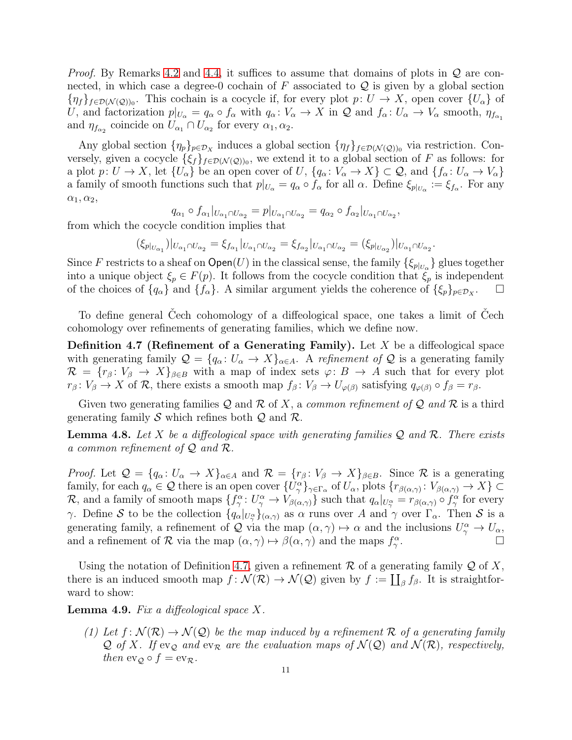*Proof.* By Remarks 4.2 and 4.4, it suffices to assume that domains of plots in $\mathcal{Q}$ are connected, in which case a degree-0 cochain of $F$ associated to $\mathcal{Q}$ is given by a global section $\{\eta_f\}_{f\in\mathcal{D}(\mathcal{N}(\mathcal{Q}))_0}$. This cochain is a cocycle if, for every plot $p\colon U\to X$, open cover $\{U_\alpha\}$ of $U$, and factorization $p|_{U_\alpha} = q_\alpha \circ f_\alpha$ with $q_\alpha\colon V_\alpha \to X$ in $\mathcal{Q}$ and $f_\alpha\colon U_\alpha \to V_\alpha$ smooth, $\eta_{f_{\alpha_1}}$ and $\eta_{f_{\alpha_2}}$ coincide on $U_{\alpha_1}\cap U_{\alpha_2}$ for every $\alpha_1,\alpha_2$.

Any global section $\{\eta_p\}_{p\in\mathcal{D}_X}$ induces a global section $\{\eta_f\}_{f\in\mathcal{D}(\mathcal{N}(\mathcal{Q}))_0}$ via restriction. Conversely, given a cocycle $\{\xi_f\}_{f\in\mathcal{D}(\mathcal{N}(\mathcal{Q}))_0}$, we extend it to a global section of $F$ as follows: for a plot $p\colon U\to X$, let $\{U_\alpha\}$ be an open cover of $U$, $\{q_\alpha\colon V_\alpha\to X\}\subset\mathcal{Q}$, and $\{f_\alpha\colon U_\alpha\to V_\alpha\}$ a family of smooth functions such that $p|_{U_\alpha} = q_\alpha\circ f_\alpha$ for all $\alpha$. Define $\xi_{p|_{U_\alpha}} := \xi_{f_\alpha}$. For any $\alpha_1,\alpha_2$,

$$q_{\alpha_1}\circ f_{\alpha_1}|_{U_{\alpha_1}\cap U_{\alpha_2}} = p|_{U_{\alpha_1}\cap U_{\alpha_2}} = q_{\alpha_2}\circ f_{\alpha_2}|_{U_{\alpha_1}\cap U_{\alpha_2}},$$

from which the cocycle condition implies that

$$(\xi_{p|_{U_{\alpha_1}}})|_{U_{\alpha_1}\cap U_{\alpha_2}} = \xi_{f_{\alpha_1}}|_{U_{\alpha_1}\cap U_{\alpha_2}} = \xi_{f_{\alpha_2}}|_{U_{\alpha_1}\cap U_{\alpha_2}} = (\xi_{p|_{U_{\alpha_2}}})|_{U_{\alpha_1}\cap U_{\alpha_2}}.$$

Since $F$ restricts to a sheaf on $\mathsf{Open}(U)$ in the classical sense, the family $\{\xi_{p|_{U_\alpha}}\}$ glues together into a unique object $\xi_p\in F(p)$. It follows from the cocycle condition that $\xi_p$ is independent of the choices of $\{q_\alpha\}$ and $\{f_\alpha\}$. A similar argument yields the coherence of $\{\xi_p\}_{p\in\mathcal{D}_X}$. □

To define general Čech cohomology of a diffeological space, one takes a limit of Čech cohomology over refinements of generating families, which we define now.

**Definition 4.7 (Refinement of a Generating Family).** Let $X$ be a diffeological space with generating family $\mathcal{Q}=\{q_\alpha\colon U_\alpha\to X\}_{\alpha\in A}$. A *refinement of* $\mathcal{Q}$ is a generating family $\mathcal{R}=\{r_\beta\colon V_\beta\to X\}_{\beta\in B}$ with a map of index sets $\varphi\colon B\to A$ such that for every plot $r_\beta\colon V_\beta\to X$ of $\mathcal{R}$, there exists a smooth map $f_\beta\colon V_\beta\to U_{\varphi(\beta)}$ satisfying $q_{\varphi(\beta)}\circ f_\beta = r_\beta$.

Given two generating families $\mathcal{Q}$ and $\mathcal{R}$ of $X$, a *common refinement of* $\mathcal{Q}$ *and* $\mathcal{R}$ is a third generating family $\mathcal{S}$ which refines both $\mathcal{Q}$ and $\mathcal{R}$.

**Lemma 4.8.** *Let $X$ be a diffeological space with generating families $\mathcal{Q}$ and $\mathcal{R}$. There exists a common refinement of $\mathcal{Q}$ and $\mathcal{R}$.*

*Proof.* Let $\mathcal{Q}=\{q_\alpha\colon U_\alpha\to X\}_{\alpha\in A}$ and $\mathcal{R}=\{r_\beta\colon V_\beta\to X\}_{\beta\in B}$. Since $\mathcal{R}$ is a generating family, for each $q_\alpha\in\mathcal{Q}$ there is an open cover $\{U^\alpha_\gamma\}_{\gamma\in\Gamma_\alpha}$ of $U_\alpha$, plots $\{r_{\beta(\alpha,\gamma)}\colon V_{\beta(\alpha,\gamma)}\to X\}\subset\mathcal{R}$, and a family of smooth maps $\{f^\alpha_\gamma\colon U^\alpha_\gamma\to V_{\beta(\alpha,\gamma)}\}$ such that $q_\alpha|_{U^\alpha_\gamma} = r_{\beta(\alpha,\gamma)}\circ f^\alpha_\gamma$ for every $\gamma$. Define $\mathcal{S}$ to be the collection $\{q_\alpha|_{U^\alpha_\gamma}\}_{(\alpha,\gamma)}$ as $\alpha$ runs over $A$ and $\gamma$ over $\Gamma_\alpha$. Then $\mathcal{S}$ is a generating family, a refinement of $\mathcal{Q}$ via the map $(\alpha,\gamma)\mapsto\alpha$ and the inclusions $U^\alpha_\gamma\to U_\alpha$, and a refinement of $\mathcal{R}$ via the map $(\alpha,\gamma)\mapsto\beta(\alpha,\gamma)$ and the maps $f^\alpha_\gamma$. □

Using the notation of Definition 4.7, given a refinement $\mathcal{R}$ of a generating family $\mathcal{Q}$ of $X$, there is an induced smooth map $f\colon\mathcal{N}(\mathcal{R})\to\mathcal{N}(\mathcal{Q})$ given by $f:=\coprod_\beta f_\beta$. It is straightforward to show:

**Lemma 4.9.** *Fix a diffeological space $X$.*

*(1) Let $f\colon\mathcal{N}(\mathcal{R})\to\mathcal{N}(\mathcal{Q})$ be the map induced by a refinement $\mathcal{R}$ of a generating family $\mathcal{Q}$ of $X$. If $\mathrm{ev}_\mathcal{Q}$ and $\mathrm{ev}_\mathcal{R}$ are the evaluation maps of $\mathcal{N}(\mathcal{Q})$ and $\mathcal{N}(\mathcal{R})$, respectively, then $\mathrm{ev}_\mathcal{Q}\circ f = \mathrm{ev}_\mathcal{R}$.*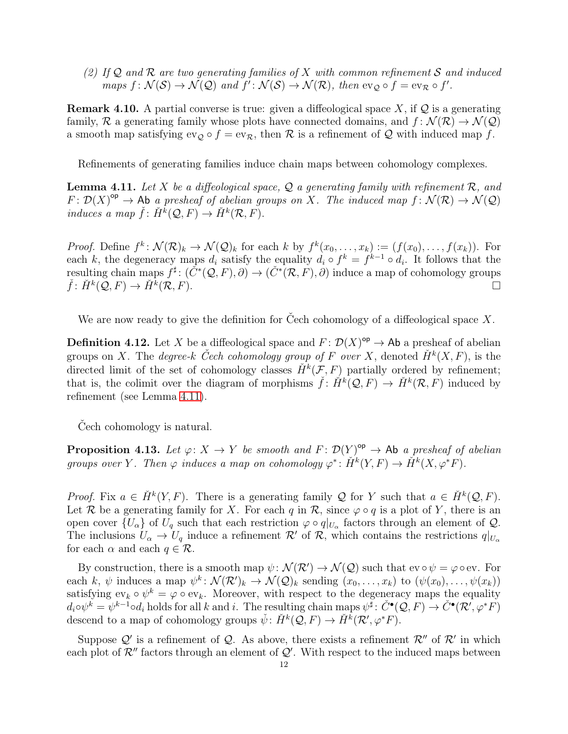*(2) If $\mathcal{Q}$ and $\mathcal{R}$ are two generating families of $X$ with common refinement $\mathcal{S}$ and induced maps $f\colon \mathcal{N}(\mathcal{S}) \to \mathcal{N}(\mathcal{Q})$ and $f'\colon \mathcal{N}(\mathcal{S}) \to \mathcal{N}(\mathcal{R})$, then $\mathrm{ev}_{\mathcal{Q}} \circ f = \mathrm{ev}_{\mathcal{R}} \circ f'$.*

**Remark 4.10.** A partial converse is true: given a diffeological space $X$, if $\mathcal{Q}$ is a generating family, $\mathcal{R}$ a generating family whose plots have connected domains, and $f\colon \mathcal{N}(\mathcal{R}) \to \mathcal{N}(\mathcal{Q})$ a smooth map satisfying $\mathrm{ev}_{\mathcal{Q}} \circ f = \mathrm{ev}_{\mathcal{R}}$, then $\mathcal{R}$ is a refinement of $\mathcal{Q}$ with induced map $f$.

Refinements of generating families induce chain maps between cohomology complexes.

**Lemma 4.11.** *Let $X$ be a diffeological space, $\mathcal{Q}$ a generating family with refinement $\mathcal{R}$, and $F\colon \mathcal{D}(X)^{\mathsf{op}} \to \mathsf{Ab}$ a presheaf of abelian groups on $X$. The induced map $f\colon \mathcal{N}(\mathcal{R}) \to \mathcal{N}(\mathcal{Q})$ induces a map $\check{f}\colon \check{H}^k(\mathcal{Q}, F) \to \check{H}^k(\mathcal{R}, F)$.*

*Proof.* Define $f^k\colon \mathcal{N}(\mathcal{R})_k \to \mathcal{N}(\mathcal{Q})_k$ for each $k$ by $f^k(x_0, \dots, x_k) := (f(x_0), \dots, f(x_k))$. For each $k$, the degeneracy maps $d_i$ satisfy the equality $d_i \circ f^k = f^{k-1} \circ d_i$. It follows that the resulting chain maps $f^\sharp\colon (\check{C}^*(\mathcal{Q}, F), \partial) \to (\check{C}^*(\mathcal{R}, F), \partial)$ induce a map of cohomology groups $\check{f}\colon \check{H}^k(\mathcal{Q}, F) \to \check{H}^k(\mathcal{R}, F)$. □

We are now ready to give the definition for Čech cohomology of a diffeological space $X$.

**Definition 4.12.** Let $X$ be a diffeological space and $F\colon \mathcal{D}(X)^{\mathsf{op}} \to \mathsf{Ab}$ a presheaf of abelian groups on $X$. The *degree-$k$ Čech cohomology group of $F$ over $X$*, denoted $\check{H}^k(X, F)$, is the directed limit of the set of cohomology classes $\check{H}^k(\mathcal{F}, F)$ partially ordered by refinement; that is, the colimit over the diagram of morphisms $\check{f}\colon \check{H}^k(\mathcal{Q}, F) \to \check{H}^k(\mathcal{R}, F)$ induced by refinement (see Lemma 4.11).

Čech cohomology is natural.

**Proposition 4.13.** *Let $\varphi\colon X \to Y$ be smooth and $F\colon \mathcal{D}(Y)^{\mathsf{op}} \to \mathsf{Ab}$ a presheaf of abelian groups over $Y$. Then $\varphi$ induces a map on cohomology $\varphi^*\colon \check{H}^k(Y, F) \to \check{H}^k(X, \varphi^* F)$.*

*Proof.* Fix $a \in \check{H}^k(Y, F)$. There is a generating family $\mathcal{Q}$ for $Y$ such that $a \in \check{H}^k(\mathcal{Q}, F)$. Let $\mathcal{R}$ be a generating family for $X$. For each $q$ in $\mathcal{R}$, since $\varphi \circ q$ is a plot of $Y$, there is an open cover $\{U_\alpha\}$ of $U_q$ such that each restriction $\varphi \circ q|_{U_\alpha}$ factors through an element of $\mathcal{Q}$. The inclusions $U_\alpha \to U_q$ induce a refinement $\mathcal{R}'$ of $\mathcal{R}$, which contains the restrictions $q|_{U_\alpha}$ for each $\alpha$ and each $q \in \mathcal{R}$.

By construction, there is a smooth map $\psi\colon \mathcal{N}(\mathcal{R}') \to \mathcal{N}(\mathcal{Q})$ such that $\mathrm{ev} \circ \psi = \varphi \circ \mathrm{ev}$. For each $k$, $\psi$ induces a map $\psi^k\colon \mathcal{N}(\mathcal{R}')_k \to \mathcal{N}(\mathcal{Q})_k$ sending $(x_0, \dots, x_k)$ to $(\psi(x_0), \dots, \psi(x_k))$ satisfying $\mathrm{ev}_k \circ \psi^k = \varphi \circ \mathrm{ev}_k$. Moreover, with respect to the degeneracy maps the equality $d_i \circ \psi^k = \psi^{k-1} \circ d_i$ holds for all $k$ and $i$. The resulting chain maps $\psi^\sharp\colon \check{C}^\bullet(\mathcal{Q}, F) \to \check{C}^\bullet(\mathcal{R}', \varphi^* F)$ descend to a map of cohomology groups $\check{\psi}\colon \check{H}^k(\mathcal{Q}, F) \to \check{H}^k(\mathcal{R}', \varphi^* F)$.

Suppose $\mathcal{Q}'$ is a refinement of $\mathcal{Q}$. As above, there exists a refinement $\mathcal{R}''$ of $\mathcal{R}'$ in which each plot of $\mathcal{R}''$ factors through an element of $\mathcal{Q}'$. With respect to the induced maps between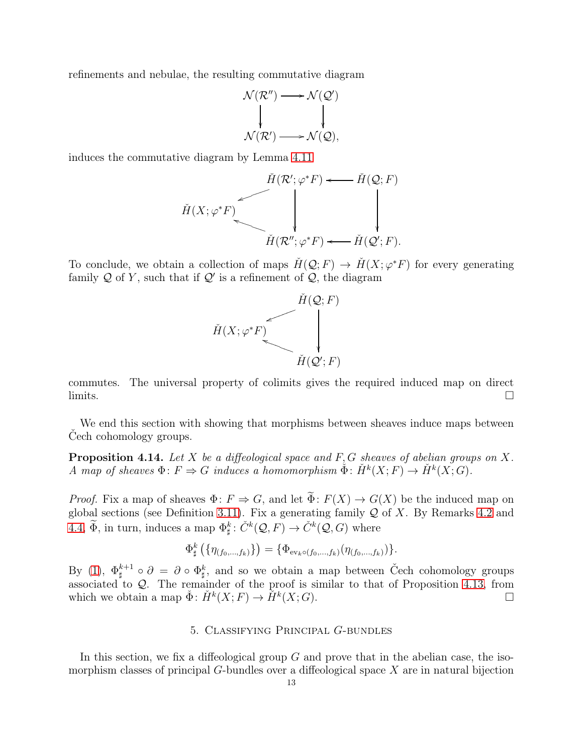refinements and nebulae, the resulting commutative diagram

$$\begin{array}{ccc} \mathcal{N}(\mathcal{R}'') & \longrightarrow & \mathcal{N}(\mathcal{Q}') \\ \downarrow & & \downarrow \\ \mathcal{N}(\mathcal{R}') & \longrightarrow & \mathcal{N}(\mathcal{Q}), \end{array}$$

induces the commutative diagram by Lemma 4.11

$$\begin{array}{ccccc} & & \check{H}(\mathcal{R}';\varphi^*F) & \longleftarrow & \check{H}(\mathcal{Q};F) \\ & \swarrow & \downarrow & & \downarrow \\ \check{H}(X;\varphi^*F) & & & & \\ & \nwarrow & & & \\ & & \check{H}(\mathcal{R}'';\varphi^*F) & \longleftarrow & \check{H}(\mathcal{Q}';F). \end{array}$$

To conclude, we obtain a collection of maps $\check{H}(\mathcal{Q};F) \to \check{H}(X;\varphi^*F)$ for every generating family $\mathcal{Q}$ of $Y$, such that if $\mathcal{Q}'$ is a refinement of $\mathcal{Q}$, the diagram

$$\begin{array}{ccc} & & \check{H}(\mathcal{Q};F) \\ & \swarrow & \downarrow \\ \check{H}(X;\varphi^*F) & & \\ & \nwarrow & \\ & & \check{H}(\mathcal{Q}';F) \end{array}$$

commutes. The universal property of colimits gives the required induced map on direct limits. □

We end this section with showing that morphisms between sheaves induce maps between Čech cohomology groups.

**Proposition 4.14.** *Let $X$ be a diffeological space and $F, G$ sheaves of abelian groups on $X$. A map of sheaves $\Phi\colon F \Rightarrow G$ induces a homomorphism $\check{\Phi}\colon \check{H}^k(X;F) \to \check{H}^k(X;G)$.*

*Proof.* Fix a map of sheaves $\Phi\colon F \Rightarrow G$, and let $\widetilde{\Phi}\colon F(X) \to G(X)$ be the induced map on global sections (see Definition 3.11). Fix a generating family $\mathcal{Q}$ of $X$. By Remarks 4.2 and 4.4, $\widetilde{\Phi}$, in turn, induces a map $\Phi^k_\sharp\colon \check{C}^k(\mathcal{Q},F) \to \check{C}^k(\mathcal{Q},G)$ where

$$\Phi^k_\sharp\left(\{\eta_{(f_0,\dots,f_k)}\}\right) = \{\Phi_{\mathrm{ev}_k\circ(f_0,\dots,f_k)}(\eta_{(f_0,\dots,f_k)})\}.$$

By (1), $\Phi^{k+1}_\sharp \circ \partial = \partial \circ \Phi^k_\sharp$, and so we obtain a map between Čech cohomology groups associated to $\mathcal{Q}$. The remainder of the proof is similar to that of Proposition 4.13, from which we obtain a map $\check{\Phi}\colon \check{H}^k(X;F) \to \check{H}^k(X;G)$. □

## 5. Classifying Principal $G$-bundles

In this section, we fix a diffeological group $G$ and prove that in the abelian case, the isomorphism classes of principal $G$-bundles over a diffeological space $X$ are in natural bijection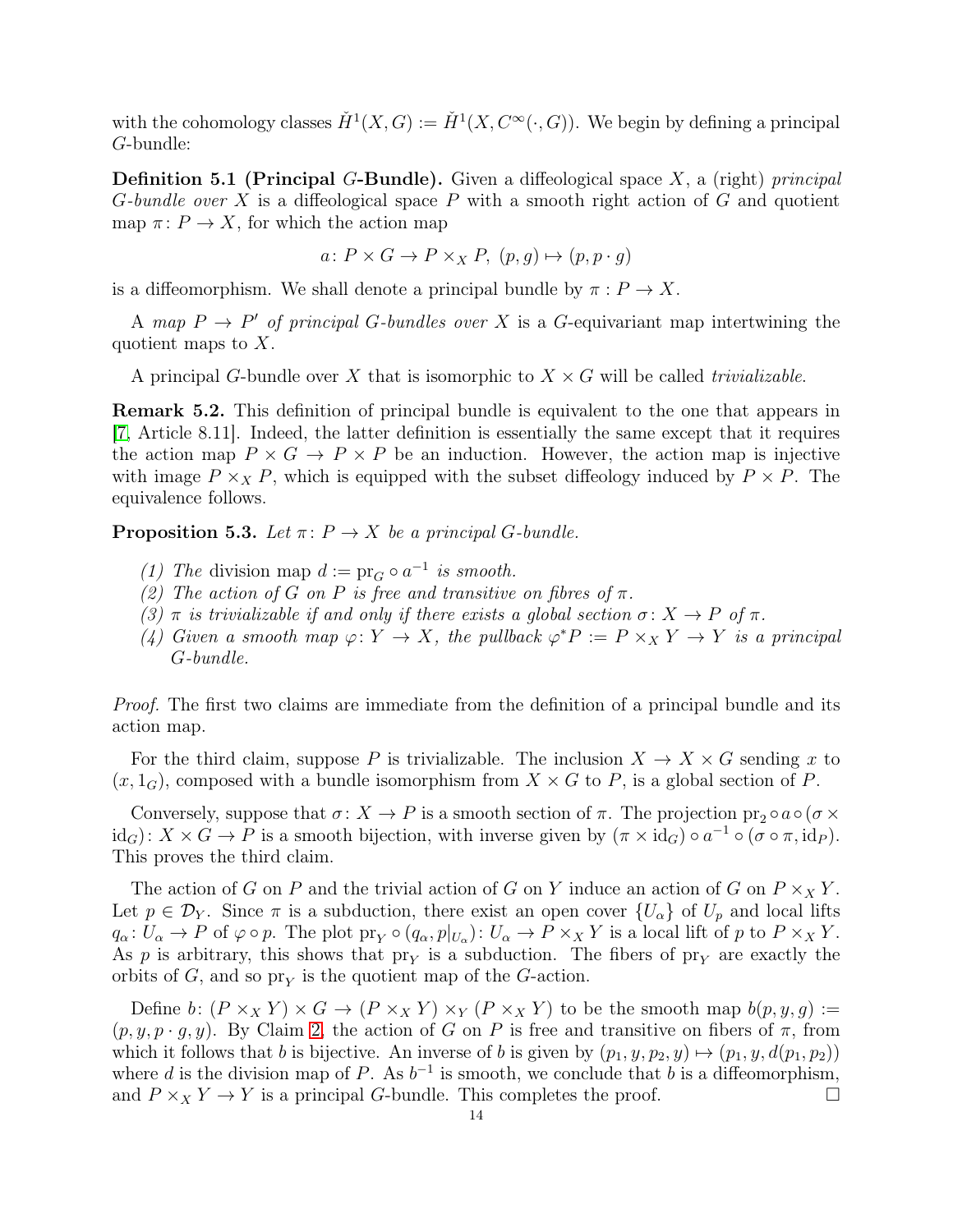with the cohomology classes $\check{H}^1(X, G) := \check{H}^1(X, C^\infty(\cdot, G))$. We begin by defining a principal $G$-bundle:

**Definition 5.1 (Principal $G$-Bundle).** Given a diffeological space $X$, a (right) *principal $G$-bundle over $X$* is a diffeological space $P$ with a smooth right action of $G$ and quotient map $\pi\colon P \to X$, for which the action map

$$a\colon P \times G \to P \times_X P,\ (p, g) \mapsto (p, p \cdot g)$$

is a diffeomorphism. We shall denote a principal bundle by $\pi : P \to X$.

A *map $P \to P'$ of principal $G$-bundles over $X$* is a $G$-equivariant map intertwining the quotient maps to $X$.

A principal $G$-bundle over $X$ that is isomorphic to $X \times G$ will be called *trivializable*.

**Remark 5.2.** This definition of principal bundle is equivalent to the one that appears in [7, Article 8.11]. Indeed, the latter definition is essentially the same except that it requires the action map $P \times G \to P \times P$ be an induction. However, the action map is injective with image $P \times_X P$, which is equipped with the subset diffeology induced by $P \times P$. The equivalence follows.

**Proposition 5.3.** *Let $\pi\colon P \to X$ be a principal $G$-bundle.*

1. *The* division map *$d := \mathrm{pr}_G \circ a^{-1}$ is smooth.*
2. *The action of $G$ on $P$ is free and transitive on fibres of $\pi$.*
3. *$\pi$ is trivializable if and only if there exists a global section $\sigma\colon X \to P$ of $\pi$.*
4. *Given a smooth map $\varphi\colon Y \to X$, the pullback $\varphi^*P := P \times_X Y \to Y$ is a principal $G$-bundle.*

*Proof.* The first two claims are immediate from the definition of a principal bundle and its action map.

For the third claim, suppose $P$ is trivializable. The inclusion $X \to X \times G$ sending $x$ to $(x, 1_G)$, composed with a bundle isomorphism from $X \times G$ to $P$, is a global section of $P$.

Conversely, suppose that $\sigma\colon X \to P$ is a smooth section of $\pi$. The projection $\mathrm{pr}_2 \circ a \circ (\sigma \times \mathrm{id}_G)\colon X \times G \to P$ is a smooth bijection, with inverse given by $(\pi \times \mathrm{id}_G) \circ a^{-1} \circ (\sigma \circ \pi, \mathrm{id}_P)$. This proves the third claim.

The action of $G$ on $P$ and the trivial action of $G$ on $Y$ induce an action of $G$ on $P \times_X Y$. Let $p \in \mathcal{D}_Y$. Since $\pi$ is a subduction, there exist an open cover $\{U_\alpha\}$ of $U_p$ and local lifts $q_\alpha\colon U_\alpha \to P$ of $\varphi \circ p$. The plot $\mathrm{pr}_Y \circ (q_\alpha, p|_{U_\alpha})\colon U_\alpha \to P \times_X Y$ is a local lift of $p$ to $P \times_X Y$. As $p$ is arbitrary, this shows that $\mathrm{pr}_Y$ is a subduction. The fibers of $\mathrm{pr}_Y$ are exactly the orbits of $G$, and so $\mathrm{pr}_Y$ is the quotient map of the $G$-action.

Define $b\colon (P \times_X Y) \times G \to (P \times_X Y) \times_Y (P \times_X Y)$ to be the smooth map $b(p, y, g) := (p, y, p \cdot g, y)$. By Claim 2, the action of $G$ on $P$ is free and transitive on fibers of $\pi$, from which it follows that $b$ is bijective. An inverse of $b$ is given by $(p_1, y, p_2, y) \mapsto (p_1, y, d(p_1, p_2))$ where $d$ is the division map of $P$. As $b^{-1}$ is smooth, we conclude that $b$ is a diffeomorphism, and $P \times_X Y \to Y$ is a principal $G$-bundle. This completes the proof. $\square$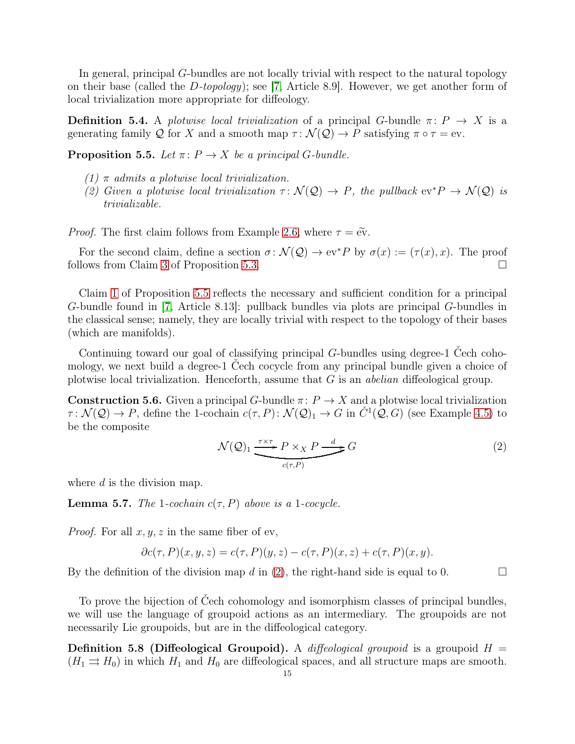In general, principal $G$-bundles are not locally trivial with respect to the natural topology on their base (called the *D-topology*); see [7, Article 8.9]. However, we get another form of local trivialization more appropriate for diffeology.

**Definition 5.4.** A *plotwise local trivialization* of a principal $G$-bundle $\pi\colon P \to X$ is a generating family $\mathcal{Q}$ for $X$ and a smooth map $\tau\colon \mathcal{N}(\mathcal{Q}) \to P$ satisfying $\pi \circ \tau = \mathrm{ev}$.

**Proposition 5.5.** *Let $\pi\colon P \to X$ be a principal $G$-bundle.*

*(1) $\pi$ admits a plotwise local trivialization.*
*(2) Given a plotwise local trivialization $\tau\colon \mathcal{N}(\mathcal{Q}) \to P$, the pullback $\mathrm{ev}^*P \to \mathcal{N}(\mathcal{Q})$ is trivializable.*

*Proof.* The first claim follows from Example 2.6, where $\tau = \widetilde{\mathrm{ev}}$.

For the second claim, define a section $\sigma\colon \mathcal{N}(\mathcal{Q}) \to \mathrm{ev}^*P$ by $\sigma(x) := (\tau(x), x)$. The proof follows from Claim 3 of Proposition 5.3. □

Claim 1 of Proposition 5.5 reflects the necessary and sufficient condition for a principal $G$-bundle found in [7, Article 8.13]: pullback bundles via plots are principal $G$-bundles in the classical sense; namely, they are locally trivial with respect to the topology of their bases (which are manifolds).

Continuing toward our goal of classifying principal $G$-bundles using degree-1 Čech cohomology, we next build a degree-1 Čech cocycle from any principal bundle given a choice of plotwise local trivialization. Henceforth, assume that $G$ is an *abelian* diffeological group.

**Construction 5.6.** Given a principal $G$-bundle $\pi\colon P \to X$ and a plotwise local trivialization $\tau\colon \mathcal{N}(\mathcal{Q}) \to P$, define the 1-cochain $c(\tau, P)\colon \mathcal{N}(\mathcal{Q})_1 \to G$ in $\check{C}^1(\mathcal{Q}, G)$ (see Example 4.5) to be the composite

$$\mathcal{N}(\mathcal{Q})_1 \xrightarrow{\tau\times\tau} P \times_X P \xrightarrow{d} G, \qquad c(\tau,P) = d\circ(\tau\times\tau) \tag{2}$$

where $d$ is the division map.

**Lemma 5.7.** *The 1-cochain $c(\tau, P)$ above is a 1-cocycle.*

*Proof.* For all $x, y, z$ in the same fiber of ev,

$$\partial c(\tau, P)(x, y, z) = c(\tau, P)(y, z) - c(\tau, P)(x, z) + c(\tau, P)(x, y).$$

By the definition of the division map $d$ in (2), the right-hand side is equal to 0. □

To prove the bijection of Čech cohomology and isomorphism classes of principal bundles, we will use the language of groupoid actions as an intermediary. The groupoids are not necessarily Lie groupoids, but are in the diffeological category.

**Definition 5.8 (Diffeological Groupoid).** A *diffeological groupoid* is a groupoid $H = (H_1 \rightrightarrows H_0)$ in which $H_1$ and $H_0$ are diffeological spaces, and all structure maps are smooth.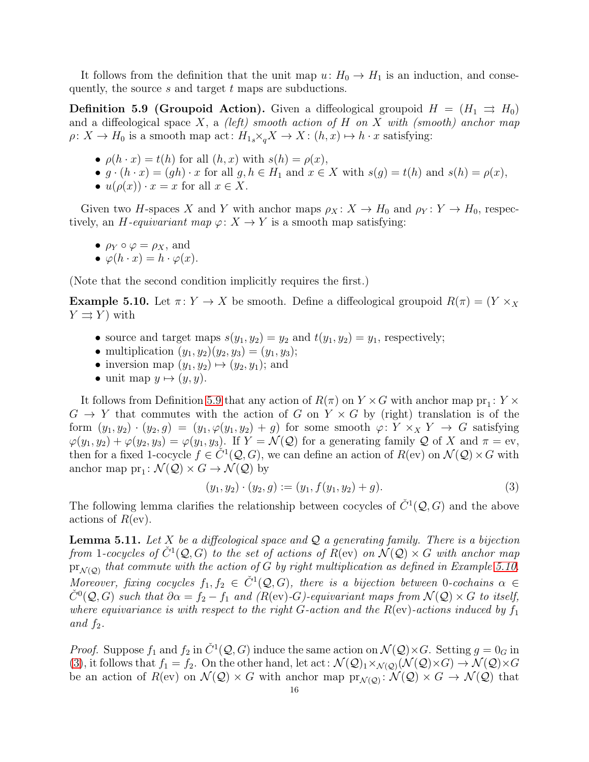It follows from the definition that the unit map $u\colon H_0 \to H_1$ is an induction, and consequently, the source $s$ and target $t$ maps are subductions.

**Definition 5.9 (Groupoid Action).** Given a diffeological groupoid $H = (H_1 \rightrightarrows H_0)$ and a diffeological space $X$, a *(left) smooth action of $H$ on $X$ with (smooth) anchor map* $\rho\colon X \to H_0$ is a smooth map $\mathrm{act}\colon H_1{}_s\!\times_q X \to X\colon (h,x) \mapsto h \cdot x$ satisfying:

- $\rho(h \cdot x) = t(h)$ for all $(h,x)$ with $s(h) = \rho(x)$,
- $g \cdot (h \cdot x) = (gh) \cdot x$ for all $g, h \in H_1$ and $x \in X$ with $s(g) = t(h)$ and $s(h) = \rho(x)$,
- $u(\rho(x)) \cdot x = x$ for all $x \in X$.

Given two $H$-spaces $X$ and $Y$ with anchor maps $\rho_X\colon X \to H_0$ and $\rho_Y\colon Y \to H_0$, respectively, an *$H$-equivariant map* $\varphi\colon X \to Y$ is a smooth map satisfying:

- $\rho_Y \circ \varphi = \rho_X$, and
- $\varphi(h \cdot x) = h \cdot \varphi(x)$.

(Note that the second condition implicitly requires the first.)

**Example 5.10.** Let $\pi\colon Y \to X$ be smooth. Define a diffeological groupoid $R(\pi) = (Y \times_X Y \rightrightarrows Y)$ with

- source and target maps $s(y_1,y_2) = y_2$ and $t(y_1,y_2) = y_1$, respectively;
- multiplication $(y_1,y_2)(y_2,y_3) = (y_1,y_3)$;
- inversion map $(y_1,y_2) \mapsto (y_2,y_1)$; and
- unit map $y \mapsto (y,y)$.

It follows from Definition 5.9 that any action of $R(\pi)$ on $Y \times G$ with anchor map $\mathrm{pr}_1\colon Y \times G \to Y$ that commutes with the action of $G$ on $Y \times G$ by (right) translation is of the form $(y_1,y_2)\cdot(y_2,g) = (y_1, \varphi(y_1,y_2) + g)$ for some smooth $\varphi\colon Y \times_X Y \to G$ satisfying $\varphi(y_1,y_2) + \varphi(y_2,y_3) = \varphi(y_1,y_3)$. If $Y = \mathcal{N}(\mathcal{Q})$ for a generating family $\mathcal{Q}$ of $X$ and $\pi = \mathrm{ev}$, then for a fixed 1-cocycle $f \in \check{C}^1(\mathcal{Q},G)$, we can define an action of $R(\mathrm{ev})$ on $\mathcal{N}(\mathcal{Q}) \times G$ with anchor map $\mathrm{pr}_1\colon \mathcal{N}(\mathcal{Q}) \times G \to \mathcal{N}(\mathcal{Q})$ by

$$(y_1,y_2)\cdot(y_2,g) := (y_1, f(y_1,y_2) + g). \tag{3}$$

The following lemma clarifies the relationship between cocycles of $\check{C}^1(\mathcal{Q},G)$ and the above actions of $R(\mathrm{ev})$.

**Lemma 5.11.** *Let $X$ be a diffeological space and $\mathcal{Q}$ a generating family. There is a bijection from 1-cocycles of $\check{C}^1(\mathcal{Q},G)$ to the set of actions of $R(\mathrm{ev})$ on $\mathcal{N}(\mathcal{Q}) \times G$ with anchor map $\mathrm{pr}_{\mathcal{N}(\mathcal{Q})}$ that commute with the action of $G$ by right multiplication as defined in Example 5.10. Moreover, fixing cocycles $f_1, f_2 \in \check{C}^1(\mathcal{Q},G)$, there is a bijection between 0-cochains $\alpha \in \check{C}^0(\mathcal{Q},G)$ such that $\partial\alpha = f_2 - f_1$ and $(R(\mathrm{ev})$-$G)$-equivariant maps from $\mathcal{N}(\mathcal{Q}) \times G$ to itself, where equivariance is with respect to the right $G$-action and the $R(\mathrm{ev})$-actions induced by $f_1$ and $f_2$.*

*Proof.* Suppose $f_1$ and $f_2$ in $\check{C}^1(\mathcal{Q},G)$ induce the same action on $\mathcal{N}(\mathcal{Q})\times G$. Setting $g = 0_G$ in (3), it follows that $f_1 = f_2$. On the other hand, let $\mathrm{act}\colon \mathcal{N}(\mathcal{Q})_1 \times_{\mathcal{N}(\mathcal{Q})} (\mathcal{N}(\mathcal{Q})\times G) \to \mathcal{N}(\mathcal{Q})\times G$ be an action of $R(\mathrm{ev})$ on $\mathcal{N}(\mathcal{Q}) \times G$ with anchor map $\mathrm{pr}_{\mathcal{N}(\mathcal{Q})}\colon \mathcal{N}(\mathcal{Q}) \times G \to \mathcal{N}(\mathcal{Q})$ that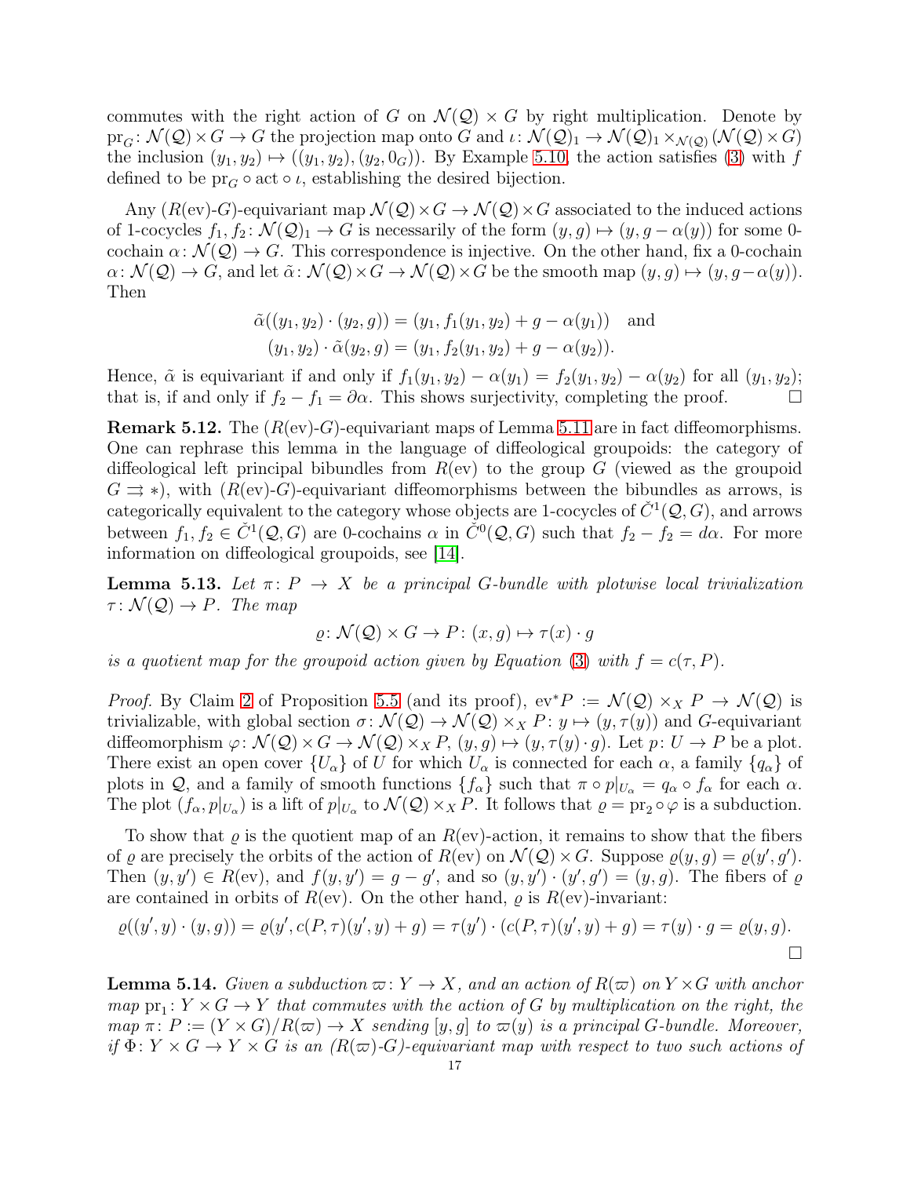commutes with the right action of $G$ on $\mathcal{N}(\mathcal{Q}) \times G$ by right multiplication. Denote by $\mathrm{pr}_G \colon \mathcal{N}(\mathcal{Q}) \times G \to G$ the projection map onto $G$ and $\iota \colon \mathcal{N}(\mathcal{Q})_1 \to \mathcal{N}(\mathcal{Q})_1 \times_{\mathcal{N}(\mathcal{Q})} (\mathcal{N}(\mathcal{Q}) \times G)$ the inclusion $(y_1, y_2) \mapsto ((y_1, y_2), (y_2, 0_G))$. By Example 5.10, the action satisfies (3) with $f$ defined to be $\mathrm{pr}_G \circ \mathrm{act} \circ \iota$, establishing the desired bijection.

Any $(R(\mathrm{ev})\text{-}G)$-equivariant map $\mathcal{N}(\mathcal{Q}) \times G \to \mathcal{N}(\mathcal{Q}) \times G$ associated to the induced actions of 1-cocycles $f_1, f_2 \colon \mathcal{N}(\mathcal{Q})_1 \to G$ is necessarily of the form $(y, g) \mapsto (y, g - \alpha(y))$ for some 0-cochain $\alpha \colon \mathcal{N}(\mathcal{Q}) \to G$. This correspondence is injective. On the other hand, fix a 0-cochain $\alpha \colon \mathcal{N}(\mathcal{Q}) \to G$, and let $\tilde{\alpha} \colon \mathcal{N}(\mathcal{Q}) \times G \to \mathcal{N}(\mathcal{Q}) \times G$ be the smooth map $(y, g) \mapsto (y, g - \alpha(y))$. Then

$$\tilde{\alpha}((y_1, y_2) \cdot (y_2, g)) = (y_1, f_1(y_1, y_2) + g - \alpha(y_1)) \quad \text{and}$$
$$(y_1, y_2) \cdot \tilde{\alpha}(y_2, g) = (y_1, f_2(y_1, y_2) + g - \alpha(y_2)).$$

Hence, $\tilde{\alpha}$ is equivariant if and only if $f_1(y_1, y_2) - \alpha(y_1) = f_2(y_1, y_2) - \alpha(y_2)$ for all $(y_1, y_2)$; that is, if and only if $f_2 - f_1 = \partial\alpha$. This shows surjectivity, completing the proof. $\square$

**Remark 5.12.** The $(R(\mathrm{ev})\text{-}G)$-equivariant maps of Lemma 5.11 are in fact diffeomorphisms. One can rephrase this lemma in the language of diffeological groupoids: the category of diffeological left principal bibundles from $R(\mathrm{ev})$ to the group $G$ (viewed as the groupoid $G \rightrightarrows *$), with $(R(\mathrm{ev})\text{-}G)$-equivariant diffeomorphisms between the bibundles as arrows, is categorically equivalent to the category whose objects are 1-cocycles of $\check{C}^1(\mathcal{Q}, G)$, and arrows between $f_1, f_2 \in \check{C}^1(\mathcal{Q}, G)$ are 0-cochains $\alpha$ in $\check{C}^0(\mathcal{Q}, G)$ such that $f_2 - f_2 = d\alpha$. For more information on diffeological groupoids, see [14].

**Lemma 5.13.** *Let $\pi \colon P \to X$ be a principal $G$-bundle with plotwise local trivialization $\tau \colon \mathcal{N}(\mathcal{Q}) \to P$. The map*

$$\varrho \colon \mathcal{N}(\mathcal{Q}) \times G \to P \colon (x, g) \mapsto \tau(x) \cdot g$$

*is a quotient map for the groupoid action given by Equation (3) with $f = c(\tau, P)$.*

*Proof.* By Claim 2 of Proposition 5.5 (and its proof), $\mathrm{ev}^* P := \mathcal{N}(\mathcal{Q}) \times_X P \to \mathcal{N}(\mathcal{Q})$ is trivializable, with global section $\sigma \colon \mathcal{N}(\mathcal{Q}) \to \mathcal{N}(\mathcal{Q}) \times_X P \colon y \mapsto (y, \tau(y))$ and $G$-equivariant diffeomorphism $\varphi \colon \mathcal{N}(\mathcal{Q}) \times G \to \mathcal{N}(\mathcal{Q}) \times_X P$, $(y, g) \mapsto (y, \tau(y) \cdot g)$. Let $p \colon U \to P$ be a plot. There exist an open cover $\{U_\alpha\}$ of $U$ for which $U_\alpha$ is connected for each $\alpha$, a family $\{q_\alpha\}$ of plots in $\mathcal{Q}$, and a family of smooth functions $\{f_\alpha\}$ such that $\pi \circ p|_{U_\alpha} = q_\alpha \circ f_\alpha$ for each $\alpha$. The plot $(f_\alpha, p|_{U_\alpha})$ is a lift of $p|_{U_\alpha}$ to $\mathcal{N}(\mathcal{Q}) \times_X P$. It follows that $\varrho = \mathrm{pr}_2 \circ \varphi$ is a subduction.

To show that $\varrho$ is the quotient map of an $R(\mathrm{ev})$-action, it remains to show that the fibers of $\varrho$ are precisely the orbits of the action of $R(\mathrm{ev})$ on $\mathcal{N}(\mathcal{Q}) \times G$. Suppose $\varrho(y, g) = \varrho(y', g')$. Then $(y, y') \in R(\mathrm{ev})$, and $f(y, y') = g - g'$, and so $(y, y') \cdot (y', g') = (y, g)$. The fibers of $\varrho$ are contained in orbits of $R(\mathrm{ev})$. On the other hand, $\varrho$ is $R(\mathrm{ev})$-invariant:

$$\varrho((y', y) \cdot (y, g)) = \varrho(y', c(P, \tau)(y', y) + g) = \tau(y') \cdot (c(P, \tau)(y', y) + g) = \tau(y) \cdot g = \varrho(y, g).$$

$\square$

**Lemma 5.14.** *Given a subduction $\varpi \colon Y \to X$, and an action of $R(\varpi)$ on $Y \times G$ with anchor map $\mathrm{pr}_1 \colon Y \times G \to Y$ that commutes with the action of $G$ by multiplication on the right, the map $\pi \colon P := (Y \times G)/R(\varpi) \to X$ sending $[y, g]$ to $\varpi(y)$ is a principal $G$-bundle. Moreover, if $\Phi \colon Y \times G \to Y \times G$ is an $(R(\varpi)\text{-}G)$-equivariant map with respect to two such actions of*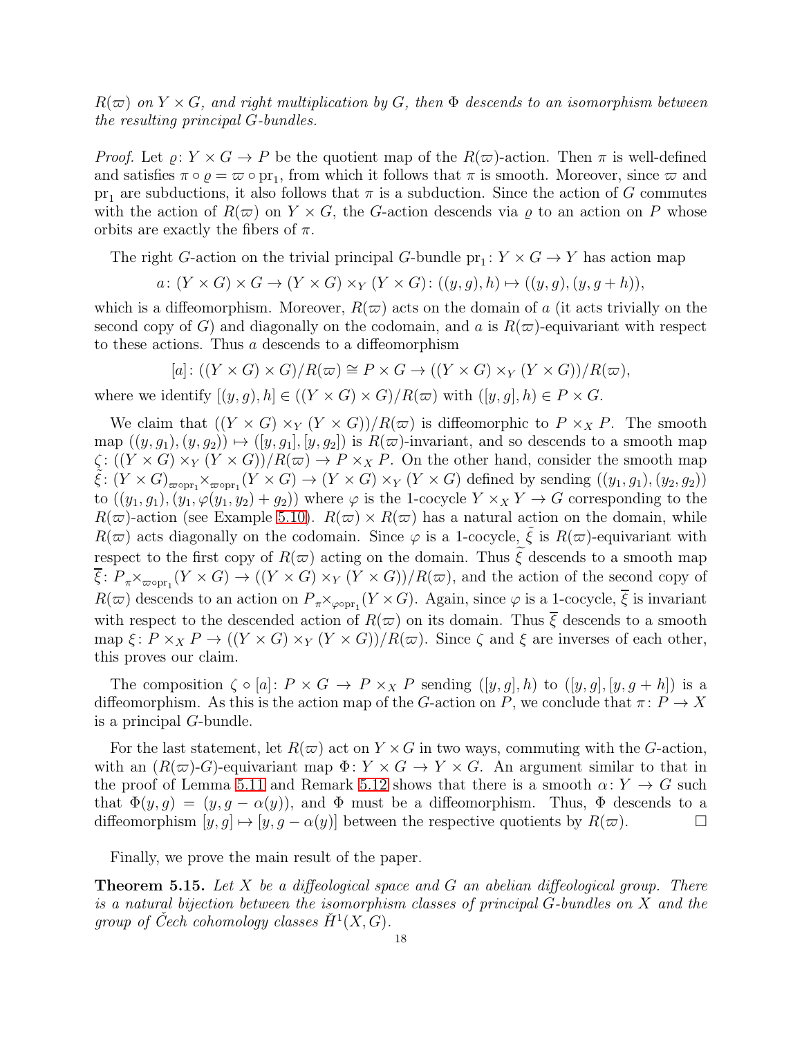*$R(\varpi)$ on $Y \times G$, and right multiplication by $G$, then $\Phi$ descends to an isomorphism between the resulting principal $G$-bundles.*

*Proof.* Let $\varrho\colon Y \times G \to P$ be the quotient map of the $R(\varpi)$-action. Then $\pi$ is well-defined and satisfies $\pi \circ \varrho = \varpi \circ \mathrm{pr}_1$, from which it follows that $\pi$ is smooth. Moreover, since $\varpi$ and $\mathrm{pr}_1$ are subductions, it also follows that $\pi$ is a subduction. Since the action of $G$ commutes with the action of $R(\varpi)$ on $Y \times G$, the $G$-action descends via $\varrho$ to an action on $P$ whose orbits are exactly the fibers of $\pi$.

The right $G$-action on the trivial principal $G$-bundle $\mathrm{pr}_1\colon Y \times G \to Y$ has action map

$$a\colon (Y \times G) \times G \to (Y \times G) \times_Y (Y \times G)\colon ((y,g),h) \mapsto ((y,g),(y,g+h)),$$

which is a diffeomorphism. Moreover, $R(\varpi)$ acts on the domain of $a$ (it acts trivially on the second copy of $G$) and diagonally on the codomain, and $a$ is $R(\varpi)$-equivariant with respect to these actions. Thus $a$ descends to a diffeomorphism

$$[a]\colon ((Y \times G) \times G)/R(\varpi) \cong P \times G \to ((Y \times G) \times_Y (Y \times G))/R(\varpi),$$

where we identify $[(y,g),h] \in ((Y \times G) \times G)/R(\varpi)$ with $([y,g],h) \in P \times G$.

We claim that $((Y \times G) \times_Y (Y \times G))/R(\varpi)$ is diffeomorphic to $P \times_X P$. The smooth map $((y,g_1),(y,g_2)) \mapsto ([y,g_1],[y,g_2])$ is $R(\varpi)$-invariant, and so descends to a smooth map $\zeta\colon ((Y \times G) \times_Y (Y \times G))/R(\varpi) \to P \times_X P$. On the other hand, consider the smooth map $\tilde{\xi}\colon (Y \times G)_{\varpi \circ \mathrm{pr}_1}\!\times_{\varpi \circ \mathrm{pr}_1}(Y \times G) \to (Y \times G) \times_Y (Y \times G)$ defined by sending $((y_1,g_1),(y_2,g_2))$ to $((y_1,g_1),(y_1,\varphi(y_1,y_2)+g_2))$ where $\varphi$ is the 1-cocycle $Y \times_X Y \to G$ corresponding to the $R(\varpi)$-action (see Example 5.10). $R(\varpi) \times R(\varpi)$ has a natural action on the domain, while $R(\varpi)$ acts diagonally on the codomain. Since $\varphi$ is a 1-cocycle, $\tilde{\xi}$ is $R(\varpi)$-equivariant with respect to the first copy of $R(\varpi)$ acting on the domain. Thus $\tilde{\xi}$ descends to a smooth map $\overline{\xi}\colon P_{\pi}\!\times_{\varpi \circ \mathrm{pr}_1}(Y \times G) \to ((Y \times G) \times_Y (Y \times G))/R(\varpi)$, and the action of the second copy of $R(\varpi)$ descends to an action on $P_{\pi}\!\times_{\varphi \circ \mathrm{pr}_1}(Y \times G)$. Again, since $\varphi$ is a 1-cocycle, $\overline{\xi}$ is invariant with respect to the descended action of $R(\varpi)$ on its domain. Thus $\overline{\xi}$ descends to a smooth map $\xi\colon P \times_X P \to ((Y \times G) \times_Y (Y \times G))/R(\varpi)$. Since $\zeta$ and $\xi$ are inverses of each other, this proves our claim.

The composition $\zeta \circ [a]\colon P \times G \to P \times_X P$ sending $([y,g],h)$ to $([y,g],[y,g+h])$ is a diffeomorphism. As this is the action map of the $G$-action on $P$, we conclude that $\pi\colon P \to X$ is a principal $G$-bundle.

For the last statement, let $R(\varpi)$ act on $Y \times G$ in two ways, commuting with the $G$-action, with an $(R(\varpi)$-$G)$-equivariant map $\Phi\colon Y \times G \to Y \times G$. An argument similar to that in the proof of Lemma 5.11 and Remark 5.12 shows that there is a smooth $\alpha\colon Y \to G$ such that $\Phi(y,g) = (y, g - \alpha(y))$, and $\Phi$ must be a diffeomorphism. Thus, $\Phi$ descends to a diffeomorphism $[y,g] \mapsto [y, g-\alpha(y)]$ between the respective quotients by $R(\varpi)$. □

Finally, we prove the main result of the paper.

**Theorem 5.15.** *Let $X$ be a diffeological space and $G$ an abelian diffeological group. There is a natural bijection between the isomorphism classes of principal $G$-bundles on $X$ and the group of Čech cohomology classes $\check{H}^1(X,G)$.*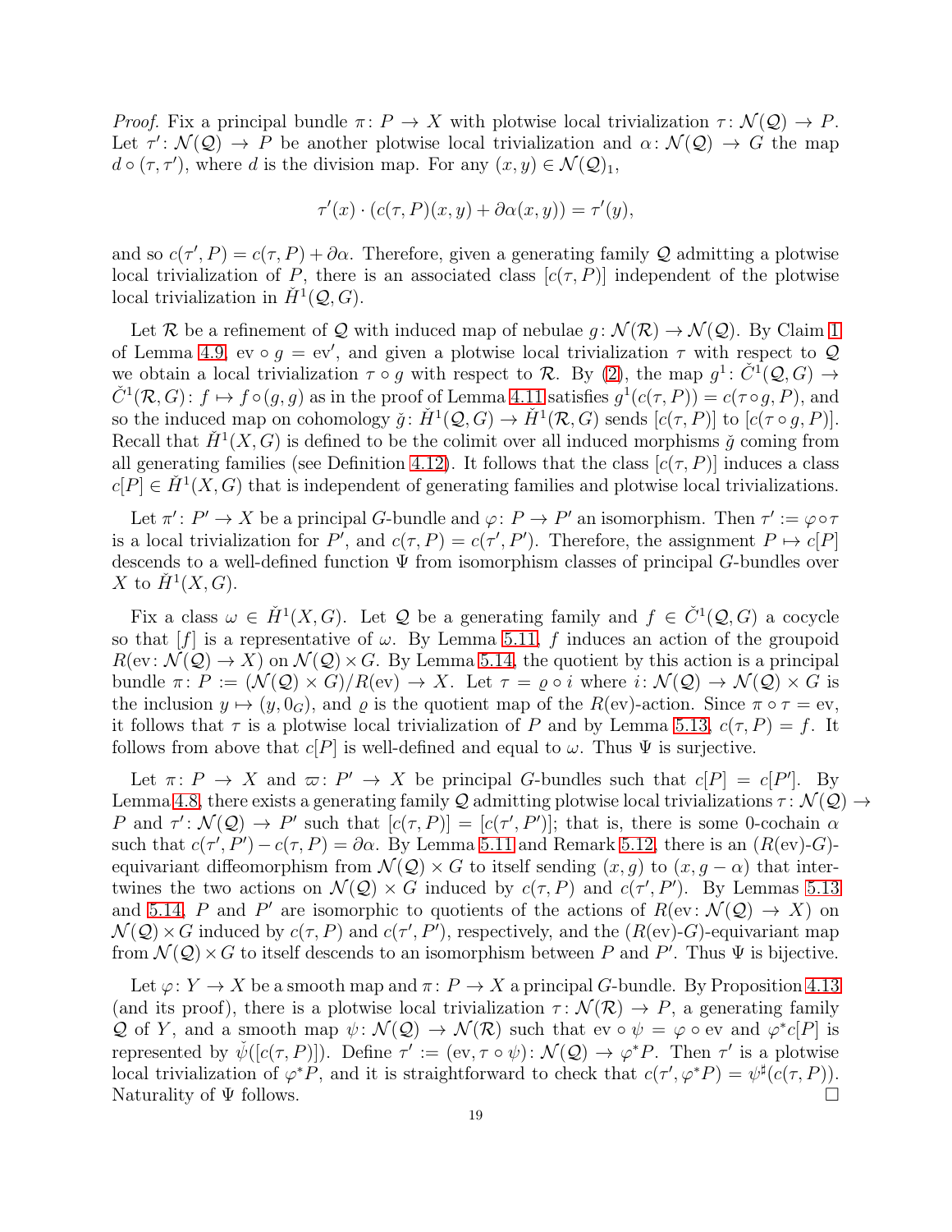*Proof.* Fix a principal bundle $\pi\colon P \to X$ with plotwise local trivialization $\tau\colon \mathcal{N}(\mathcal{Q}) \to P$. Let $\tau'\colon \mathcal{N}(\mathcal{Q}) \to P$ be another plotwise local trivialization and $\alpha\colon \mathcal{N}(\mathcal{Q}) \to G$ the map $d \circ (\tau, \tau')$, where $d$ is the division map. For any $(x, y) \in \mathcal{N}(\mathcal{Q})_1$,

$$\tau'(x) \cdot (c(\tau, P)(x, y) + \partial\alpha(x, y)) = \tau'(y),$$

and so $c(\tau', P) = c(\tau, P) + \partial\alpha$. Therefore, given a generating family $\mathcal{Q}$ admitting a plotwise local trivialization of $P$, there is an associated class $[c(\tau, P)]$ independent of the plotwise local trivialization in $\check{H}^1(\mathcal{Q}, G)$.

Let $\mathcal{R}$ be a refinement of $\mathcal{Q}$ with induced map of nebulae $g\colon \mathcal{N}(\mathcal{R}) \to \mathcal{N}(\mathcal{Q})$. By Claim 1 of Lemma 4.9, $\mathrm{ev} \circ g = \mathrm{ev}'$, and given a plotwise local trivialization $\tau$ with respect to $\mathcal{Q}$ we obtain a local trivialization $\tau \circ g$ with respect to $\mathcal{R}$. By (2), the map $g^1\colon \check{C}^1(\mathcal{Q}, G) \to \check{C}^1(\mathcal{R}, G)\colon f \mapsto f \circ (g, g)$ as in the proof of Lemma 4.11 satisfies $g^1(c(\tau, P)) = c(\tau \circ g, P)$, and so the induced map on cohomology $\check{g}\colon \check{H}^1(\mathcal{Q}, G) \to \check{H}^1(\mathcal{R}, G)$ sends $[c(\tau, P)]$ to $[c(\tau \circ g, P)]$. Recall that $\check{H}^1(X, G)$ is defined to be the colimit over all induced morphisms $\check{g}$ coming from all generating families (see Definition 4.12). It follows that the class $[c(\tau, P)]$ induces a class $c[P] \in \check{H}^1(X, G)$ that is independent of generating families and plotwise local trivializations.

Let $\pi'\colon P' \to X$ be a principal $G$-bundle and $\varphi\colon P \to P'$ an isomorphism. Then $\tau' := \varphi \circ \tau$ is a local trivialization for $P'$, and $c(\tau, P) = c(\tau', P')$. Therefore, the assignment $P \mapsto c[P]$ descends to a well-defined function $\Psi$ from isomorphism classes of principal $G$-bundles over $X$ to $\check{H}^1(X, G)$.

Fix a class $\omega \in \check{H}^1(X, G)$. Let $\mathcal{Q}$ be a generating family and $f \in \check{C}^1(\mathcal{Q}, G)$ a cocycle so that $[f]$ is a representative of $\omega$. By Lemma 5.11, $f$ induces an action of the groupoid $R(\mathrm{ev}\colon \mathcal{N}(\mathcal{Q}) \to X)$ on $\mathcal{N}(\mathcal{Q}) \times G$. By Lemma 5.14, the quotient by this action is a principal bundle $\pi\colon P := (\mathcal{N}(\mathcal{Q}) \times G)/R(\mathrm{ev}) \to X$. Let $\tau = \varrho \circ i$ where $i\colon \mathcal{N}(\mathcal{Q}) \to \mathcal{N}(\mathcal{Q}) \times G$ is the inclusion $y \mapsto (y, 0_G)$, and $\varrho$ is the quotient map of the $R(\mathrm{ev})$-action. Since $\pi \circ \tau = \mathrm{ev}$, it follows that $\tau$ is a plotwise local trivialization of $P$ and by Lemma 5.13, $c(\tau, P) = f$. It follows from above that $c[P]$ is well-defined and equal to $\omega$. Thus $\Psi$ is surjective.

Let $\pi\colon P \to X$ and $\varpi\colon P' \to X$ be principal $G$-bundles such that $c[P] = c[P']$. By Lemma 4.8, there exists a generating family $\mathcal{Q}$ admitting plotwise local trivializations $\tau\colon \mathcal{N}(\mathcal{Q}) \to P$ and $\tau'\colon \mathcal{N}(\mathcal{Q}) \to P'$ such that $[c(\tau, P)] = [c(\tau', P')]$; that is, there is some 0-cochain $\alpha$ such that $c(\tau', P') - c(\tau, P) = \partial\alpha$. By Lemma 5.11 and Remark 5.12, there is an $(R(\mathrm{ev})\text{-}G)$-equivariant diffeomorphism from $\mathcal{N}(\mathcal{Q}) \times G$ to itself sending $(x, g)$ to $(x, g - \alpha)$ that intertwines the two actions on $\mathcal{N}(\mathcal{Q}) \times G$ induced by $c(\tau, P)$ and $c(\tau', P')$. By Lemmas 5.13 and 5.14, $P$ and $P'$ are isomorphic to quotients of the actions of $R(\mathrm{ev}\colon \mathcal{N}(\mathcal{Q}) \to X)$ on $\mathcal{N}(\mathcal{Q}) \times G$ induced by $c(\tau, P)$ and $c(\tau', P')$, respectively, and the $(R(\mathrm{ev})\text{-}G)$-equivariant map from $\mathcal{N}(\mathcal{Q}) \times G$ to itself descends to an isomorphism between $P$ and $P'$. Thus $\Psi$ is bijective.

Let $\varphi\colon Y \to X$ be a smooth map and $\pi\colon P \to X$ a principal $G$-bundle. By Proposition 4.13 (and its proof), there is a plotwise local trivialization $\tau\colon \mathcal{N}(\mathcal{R}) \to P$, a generating family $\mathcal{Q}$ of $Y$, and a smooth map $\psi\colon \mathcal{N}(\mathcal{Q}) \to \mathcal{N}(\mathcal{R})$ such that $\mathrm{ev} \circ \psi = \varphi \circ \mathrm{ev}$ and $\varphi^*c[P]$ is represented by $\check{\psi}([c(\tau, P)])$. Define $\tau' := (\mathrm{ev}, \tau \circ \psi)\colon \mathcal{N}(\mathcal{Q}) \to \varphi^*P$. Then $\tau'$ is a plotwise local trivialization of $\varphi^*P$, and it is straightforward to check that $c(\tau', \varphi^*P) = \psi^\sharp(c(\tau, P))$. Naturality of $\Psi$ follows. $\square$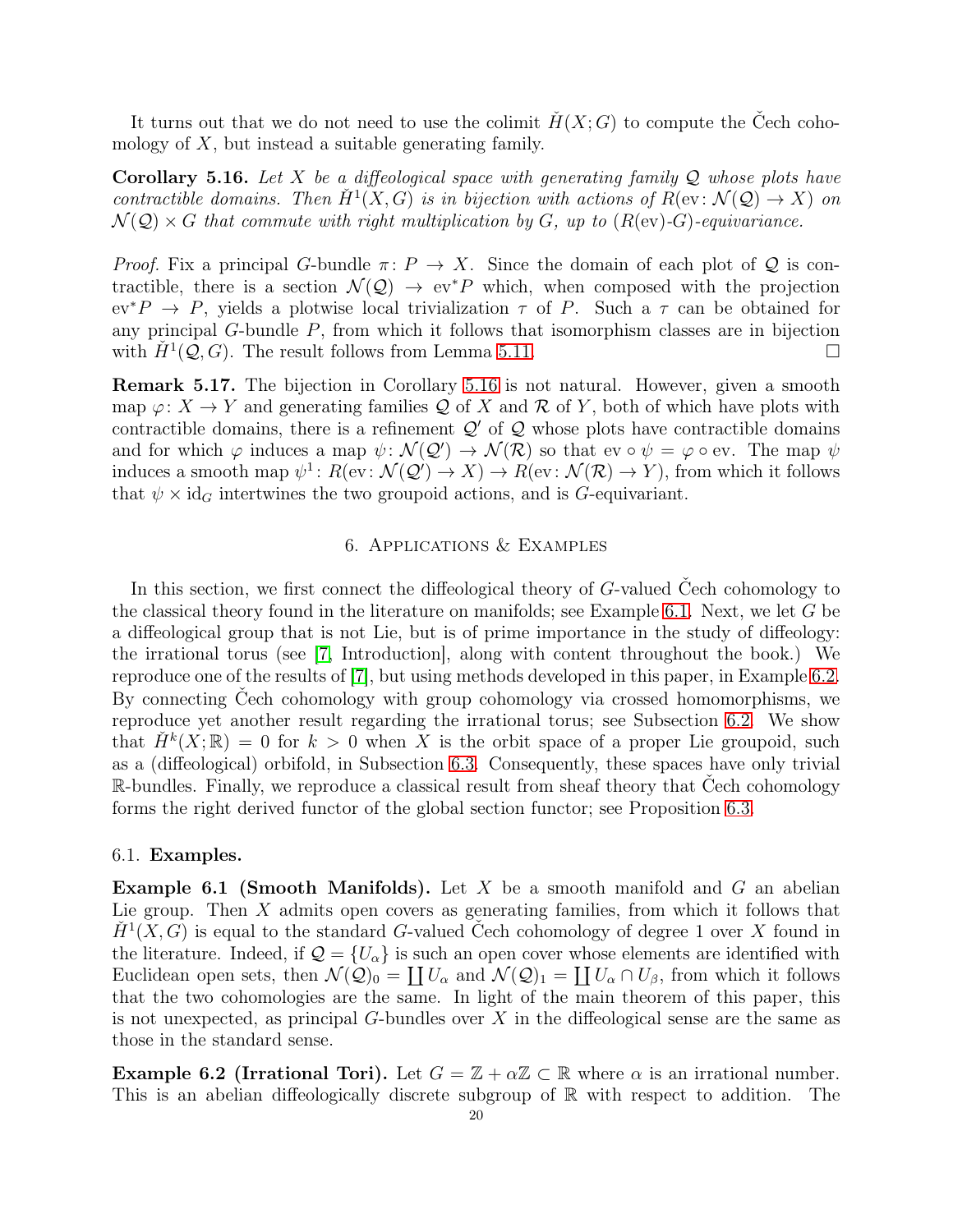It turns out that we do not need to use the colimit $\check{H}(X;G)$ to compute the Čech cohomology of $X$, but instead a suitable generating family.

**Corollary 5.16.** *Let $X$ be a diffeological space with generating family $\mathcal{Q}$ whose plots have contractible domains. Then $\check{H}^1(X,G)$ is in bijection with actions of $R(\mathrm{ev}\colon \mathcal{N}(\mathcal{Q}) \to X)$ on $\mathcal{N}(\mathcal{Q}) \times G$ that commute with right multiplication by $G$, up to $(R(\mathrm{ev})$-$G)$-equivariance.*

*Proof.* Fix a principal $G$-bundle $\pi\colon P \to X$. Since the domain of each plot of $\mathcal{Q}$ is contractible, there is a section $\mathcal{N}(\mathcal{Q}) \to \mathrm{ev}^*P$ which, when composed with the projection $\mathrm{ev}^*P \to P$, yields a plotwise local trivialization $\tau$ of $P$. Such a $\tau$ can be obtained for any principal $G$-bundle $P$, from which it follows that isomorphism classes are in bijection with $\check{H}^1(\mathcal{Q}, G)$. The result follows from Lemma 5.11. $\square$

**Remark 5.17.** The bijection in Corollary 5.16 is not natural. However, given a smooth map $\varphi\colon X \to Y$ and generating families $\mathcal{Q}$ of $X$ and $\mathcal{R}$ of $Y$, both of which have plots with contractible domains, there is a refinement $\mathcal{Q}'$ of $\mathcal{Q}$ whose plots have contractible domains and for which $\varphi$ induces a map $\psi\colon \mathcal{N}(\mathcal{Q}') \to \mathcal{N}(\mathcal{R})$ so that $\mathrm{ev} \circ \psi = \varphi \circ \mathrm{ev}$. The map $\psi$ induces a smooth map $\psi^1\colon R(\mathrm{ev}\colon \mathcal{N}(\mathcal{Q}') \to X) \to R(\mathrm{ev}\colon \mathcal{N}(\mathcal{R}) \to Y)$, from which it follows that $\psi \times \mathrm{id}_G$ intertwines the two groupoid actions, and is $G$-equivariant.

## 6. Applications & Examples

In this section, we first connect the diffeological theory of $G$-valued Čech cohomology to the classical theory found in the literature on manifolds; see Example 6.1. Next, we let $G$ be a diffeological group that is not Lie, but is of prime importance in the study of diffeology: the irrational torus (see [7, Introduction], along with content throughout the book.) We reproduce one of the results of [7], but using methods developed in this paper, in Example 6.2. By connecting Čech cohomology with group cohomology via crossed homomorphisms, we reproduce yet another result regarding the irrational torus; see Subsection 6.2. We show that $\check{H}^k(X;\mathbb{R}) = 0$ for $k > 0$ when $X$ is the orbit space of a proper Lie groupoid, such as a (diffeological) orbifold, in Subsection 6.3. Consequently, these spaces have only trivial $\mathbb{R}$-bundles. Finally, we reproduce a classical result from sheaf theory that Čech cohomology forms the right derived functor of the global section functor; see Proposition 6.3.

### 6.1. Examples.

**Example 6.1 (Smooth Manifolds).** Let $X$ be a smooth manifold and $G$ an abelian Lie group. Then $X$ admits open covers as generating families, from which it follows that $\check{H}^1(X,G)$ is equal to the standard $G$-valued Čech cohomology of degree 1 over $X$ found in the literature. Indeed, if $\mathcal{Q} = \{U_\alpha\}$ is such an open cover whose elements are identified with Euclidean open sets, then $\mathcal{N}(\mathcal{Q})_0 = \coprod U_\alpha$ and $\mathcal{N}(\mathcal{Q})_1 = \coprod U_\alpha \cap U_\beta$, from which it follows that the two cohomologies are the same. In light of the main theorem of this paper, this is not unexpected, as principal $G$-bundles over $X$ in the diffeological sense are the same as those in the standard sense.

**Example 6.2 (Irrational Tori).** Let $G = \mathbb{Z} + \alpha\mathbb{Z} \subset \mathbb{R}$ where $\alpha$ is an irrational number. This is an abelian diffeologically discrete subgroup of $\mathbb{R}$ with respect to addition. The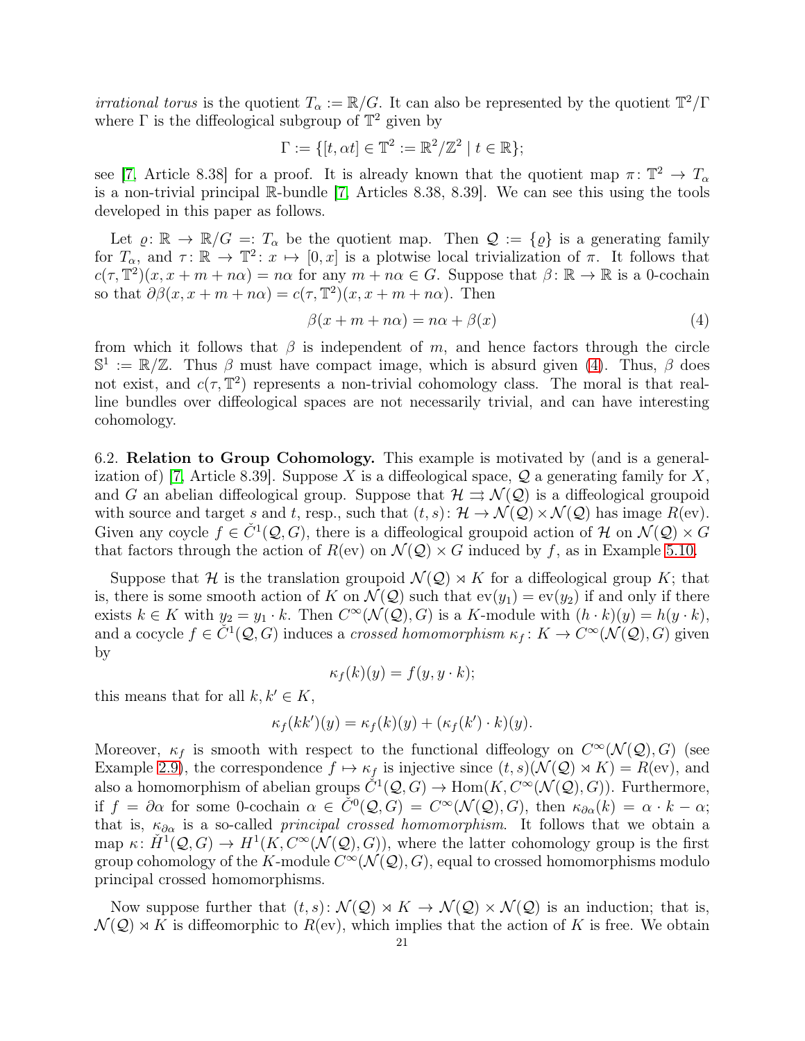*irrational torus* is the quotient $T_\alpha := \mathbb{R}/G$. It can also be represented by the quotient $\mathbb{T}^2/\Gamma$ where $\Gamma$ is the diffeological subgroup of $\mathbb{T}^2$ given by

$$\Gamma := \{[t, \alpha t] \in \mathbb{T}^2 := \mathbb{R}^2/\mathbb{Z}^2 \mid t \in \mathbb{R}\};$$

see [7, Article 8.38] for a proof. It is already known that the quotient map $\pi\colon \mathbb{T}^2 \to T_\alpha$ is a non-trivial principal $\mathbb{R}$-bundle [7, Articles 8.38, 8.39]. We can see this using the tools developed in this paper as follows.

Let $\varrho\colon \mathbb{R} \to \mathbb{R}/G =: T_\alpha$ be the quotient map. Then $\mathcal{Q} := \{\varrho\}$ is a generating family for $T_\alpha$, and $\tau\colon \mathbb{R} \to \mathbb{T}^2\colon x \mapsto [0, x]$ is a plotwise local trivialization of $\pi$. It follows that $c(\tau, \mathbb{T}^2)(x, x + m + n\alpha) = n\alpha$ for any $m + n\alpha \in G$. Suppose that $\beta\colon \mathbb{R} \to \mathbb{R}$ is a 0-cochain so that $\partial\beta(x, x + m + n\alpha) = c(\tau, \mathbb{T}^2)(x, x + m + n\alpha)$. Then

$$\beta(x + m + n\alpha) = n\alpha + \beta(x) \tag{4}$$

from which it follows that $\beta$ is independent of $m$, and hence factors through the circle $\mathbb{S}^1 := \mathbb{R}/\mathbb{Z}$. Thus $\beta$ must have compact image, which is absurd given (4). Thus, $\beta$ does not exist, and $c(\tau, \mathbb{T}^2)$ represents a non-trivial cohomology class. The moral is that real-line bundles over diffeological spaces are not necessarily trivial, and can have interesting cohomology.

6.2. **Relation to Group Cohomology.** This example is motivated by (and is a generalization of) [7, Article 8.39]. Suppose $X$ is a diffeological space, $\mathcal{Q}$ a generating family for $X$, and $G$ an abelian diffeological group. Suppose that $\mathcal{H} \rightrightarrows \mathcal{N}(\mathcal{Q})$ is a diffeological groupoid with source and target $s$ and $t$, resp., such that $(t, s)\colon \mathcal{H} \to \mathcal{N}(\mathcal{Q}) \times \mathcal{N}(\mathcal{Q})$ has image $R(\mathrm{ev})$. Given any coycle $f \in \check{C}^1(\mathcal{Q}, G)$, there is a diffeological groupoid action of $\mathcal{H}$ on $\mathcal{N}(\mathcal{Q}) \times G$ that factors through the action of $R(\mathrm{ev})$ on $\mathcal{N}(\mathcal{Q}) \times G$ induced by $f$, as in Example 5.10.

Suppose that $\mathcal{H}$ is the translation groupoid $\mathcal{N}(\mathcal{Q}) \rtimes K$ for a diffeological group $K$; that is, there is some smooth action of $K$ on $\mathcal{N}(\mathcal{Q})$ such that $\mathrm{ev}(y_1) = \mathrm{ev}(y_2)$ if and only if there exists $k \in K$ with $y_2 = y_1 \cdot k$. Then $C^\infty(\mathcal{N}(\mathcal{Q}), G)$ is a $K$-module with $(h \cdot k)(y) = h(y \cdot k)$, and a cocycle $f \in \check{C}^1(\mathcal{Q}, G)$ induces a *crossed homomorphism* $\kappa_f\colon K \to C^\infty(\mathcal{N}(\mathcal{Q}), G)$ given by

$$\kappa_f(k)(y) = f(y, y \cdot k);$$

this means that for all $k, k' \in K$,

$$\kappa_f(kk')(y) = \kappa_f(k)(y) + (\kappa_f(k') \cdot k)(y).$$

Moreover, $\kappa_f$ is smooth with respect to the functional diffeology on $C^\infty(\mathcal{N}(\mathcal{Q}), G)$ (see Example 2.9), the correspondence $f \mapsto \kappa_f$ is injective since $(t, s)(\mathcal{N}(\mathcal{Q}) \rtimes K) = R(\mathrm{ev})$, and also a homomorphism of abelian groups $\check{C}^1(\mathcal{Q}, G) \to \mathrm{Hom}(K, C^\infty(\mathcal{N}(\mathcal{Q}), G))$. Furthermore, if $f = \partial\alpha$ for some 0-cochain $\alpha \in \check{C}^0(\mathcal{Q}, G) = C^\infty(\mathcal{N}(\mathcal{Q}), G)$, then $\kappa_{\partial\alpha}(k) = \alpha \cdot k - \alpha$; that is, $\kappa_{\partial\alpha}$ is a so-called *principal crossed homomorphism*. It follows that we obtain a map $\kappa\colon \check{H}^1(\mathcal{Q}, G) \to H^1(K, C^\infty(\mathcal{N}(\mathcal{Q}), G))$, where the latter cohomology group is the first group cohomology of the $K$-module $C^\infty(\mathcal{N}(\mathcal{Q}), G)$, equal to crossed homomorphisms modulo principal crossed homomorphisms.

Now suppose further that $(t, s)\colon \mathcal{N}(\mathcal{Q}) \rtimes K \to \mathcal{N}(\mathcal{Q}) \times \mathcal{N}(\mathcal{Q})$ is an induction; that is, $\mathcal{N}(\mathcal{Q}) \rtimes K$ is diffeomorphic to $R(\mathrm{ev})$, which implies that the action of $K$ is free. We obtain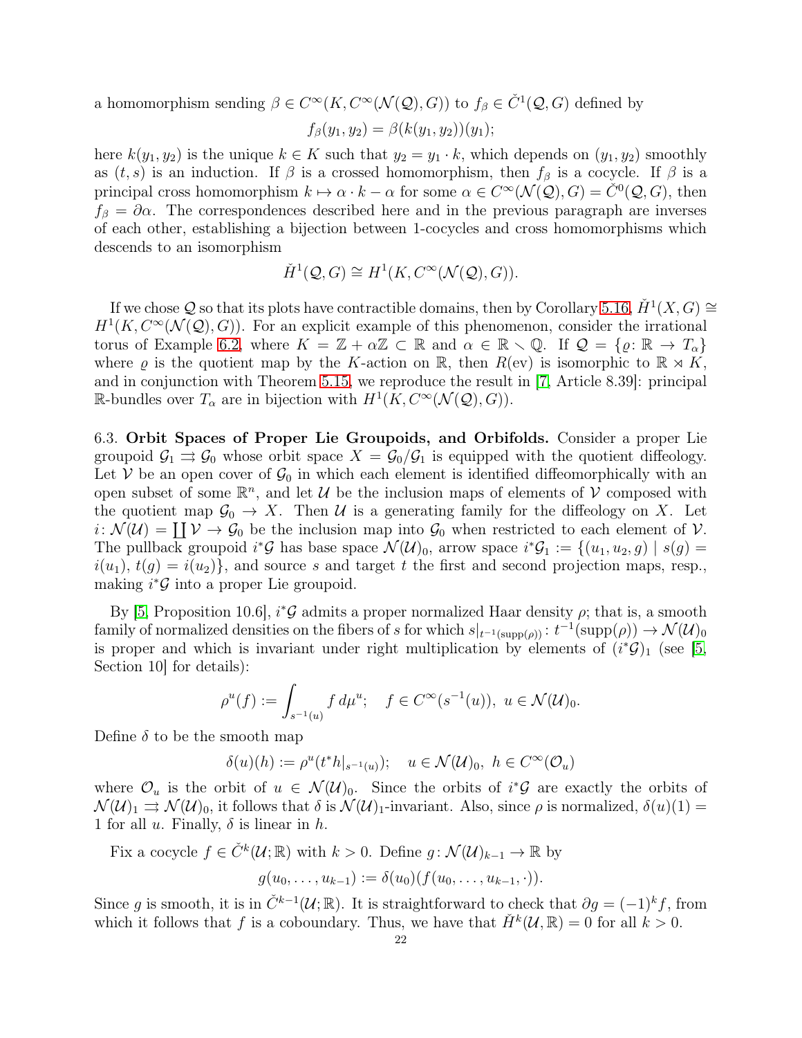a homomorphism sending $\beta \in C^\infty(K, C^\infty(\mathcal{N}(\mathcal{Q}), G))$ to $f_\beta \in \check{C}^1(\mathcal{Q}, G)$ defined by

$$f_\beta(y_1, y_2) = \beta(k(y_1, y_2))(y_1);$$

here $k(y_1, y_2)$ is the unique $k \in K$ such that $y_2 = y_1 \cdot k$, which depends on $(y_1, y_2)$ smoothly as $(t, s)$ is an induction. If $\beta$ is a crossed homomorphism, then $f_\beta$ is a cocycle. If $\beta$ is a principal cross homomorphism $k \mapsto \alpha \cdot k - \alpha$ for some $\alpha \in C^\infty(\mathcal{N}(\mathcal{Q}), G) = \check{C}^0(\mathcal{Q}, G)$, then $f_\beta = \partial\alpha$. The correspondences described here and in the previous paragraph are inverses of each other, establishing a bijection between 1-cocycles and cross homomorphisms which descends to an isomorphism

$$\check{H}^1(\mathcal{Q}, G) \cong H^1(K, C^\infty(\mathcal{N}(\mathcal{Q}), G)).$$

If we chose $\mathcal{Q}$ so that its plots have contractible domains, then by Corollary 5.16, $\check{H}^1(X, G) \cong H^1(K, C^\infty(\mathcal{N}(\mathcal{Q}), G))$. For an explicit example of this phenomenon, consider the irrational torus of Example 6.2, where $K = \mathbb{Z} + \alpha\mathbb{Z} \subset \mathbb{R}$ and $\alpha \in \mathbb{R} \smallsetminus \mathbb{Q}$. If $\mathcal{Q} = \{\varrho \colon \mathbb{R} \to T_\alpha\}$ where $\varrho$ is the quotient map by the $K$-action on $\mathbb{R}$, then $R(\mathrm{ev})$ is isomorphic to $\mathbb{R} \rtimes K$, and in conjunction with Theorem 5.15, we reproduce the result in [7, Article 8.39]: principal $\mathbb{R}$-bundles over $T_\alpha$ are in bijection with $H^1(K, C^\infty(\mathcal{N}(\mathcal{Q}), G))$.

6.3. **Orbit Spaces of Proper Lie Groupoids, and Orbifolds.** Consider a proper Lie groupoid $\mathcal{G}_1 \rightrightarrows \mathcal{G}_0$ whose orbit space $X = \mathcal{G}_0/\mathcal{G}_1$ is equipped with the quotient diffeology. Let $\mathcal{V}$ be an open cover of $\mathcal{G}_0$ in which each element is identified diffeomorphically with an open subset of some $\mathbb{R}^n$, and let $\mathcal{U}$ be the inclusion maps of elements of $\mathcal{V}$ composed with the quotient map $\mathcal{G}_0 \to X$. Then $\mathcal{U}$ is a generating family for the diffeology on $X$. Let $i \colon \mathcal{N}(\mathcal{U}) = \coprod \mathcal{V} \to \mathcal{G}_0$ be the inclusion map into $\mathcal{G}_0$ when restricted to each element of $\mathcal{V}$. The pullback groupoid $i^*\mathcal{G}$ has base space $\mathcal{N}(\mathcal{U})_0$, arrow space $i^*\mathcal{G}_1 := \{(u_1, u_2, g) \mid s(g) = i(u_1),\ t(g) = i(u_2)\}$, and source $s$ and target $t$ the first and second projection maps, resp., making $i^*\mathcal{G}$ into a proper Lie groupoid.

By [5, Proposition 10.6], $i^*\mathcal{G}$ admits a proper normalized Haar density $\rho$; that is, a smooth family of normalized densities on the fibers of $s$ for which $s|_{t^{-1}(\mathrm{supp}(\rho))} \colon t^{-1}(\mathrm{supp}(\rho)) \to \mathcal{N}(\mathcal{U})_0$ is proper and which is invariant under right multiplication by elements of $(i^*\mathcal{G})_1$ (see [5, Section 10] for details):

$$\rho^u(f) := \int_{s^{-1}(u)} f \, d\mu^u; \quad f \in C^\infty(s^{-1}(u)),\ u \in \mathcal{N}(\mathcal{U})_0.$$

Define $\delta$ to be the smooth map

$$\delta(u)(h) := \rho^u(t^*h|_{s^{-1}(u)}); \quad u \in \mathcal{N}(\mathcal{U})_0,\ h \in C^\infty(\mathcal{O}_u)$$

where $\mathcal{O}_u$ is the orbit of $u \in \mathcal{N}(\mathcal{U})_0$. Since the orbits of $i^*\mathcal{G}$ are exactly the orbits of $\mathcal{N}(\mathcal{U})_1 \rightrightarrows \mathcal{N}(\mathcal{U})_0$, it follows that $\delta$ is $\mathcal{N}(\mathcal{U})_1$-invariant. Also, since $\rho$ is normalized, $\delta(u)(1) = 1$ for all $u$. Finally, $\delta$ is linear in $h$.

Fix a cocycle $f \in \check{C}^k(\mathcal{U}; \mathbb{R})$ with $k > 0$. Define $g \colon \mathcal{N}(\mathcal{U})_{k-1} \to \mathbb{R}$ by

$$g(u_0, \ldots, u_{k-1}) := \delta(u_0)(f(u_0, \ldots, u_{k-1}, \cdot)).$$

Since $g$ is smooth, it is in $\check{C}^{k-1}(\mathcal{U}; \mathbb{R})$. It is straightforward to check that $\partial g = (-1)^k f$, from which it follows that $f$ is a coboundary. Thus, we have that $\check{H}^k(\mathcal{U}, \mathbb{R}) = 0$ for all $k > 0$.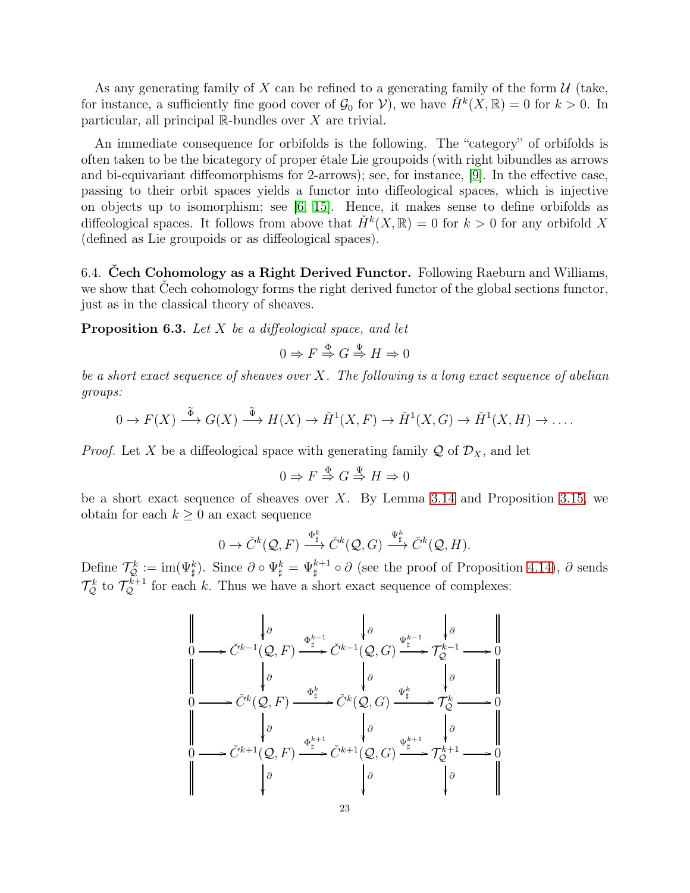As any generating family of $X$ can be refined to a generating family of the form $\mathcal{U}$ (take, for instance, a sufficiently fine good cover of $\mathcal{G}_0$ for $\mathcal{V}$), we have $\check{H}^k(X,\mathbb{R}) = 0$ for $k > 0$. In particular, all principal $\mathbb{R}$-bundles over $X$ are trivial.

An immediate consequence for orbifolds is the following. The "category" of orbifolds is often taken to be the bicategory of proper étale Lie groupoids (with right bibundles as arrows and bi-equivariant diffeomorphisms for 2-arrows); see, for instance, [9]. In the effective case, passing to their orbit spaces yields a functor into diffeological spaces, which is injective on objects up to isomorphism; see [6, 15]. Hence, it makes sense to define orbifolds as diffeological spaces. It follows from above that $\check{H}^k(X,\mathbb{R}) = 0$ for $k > 0$ for any orbifold $X$ (defined as Lie groupoids or as diffeological spaces).

6.4. **Čech Cohomology as a Right Derived Functor.** Following Raeburn and Williams, we show that Čech cohomology forms the right derived functor of the global sections functor, just as in the classical theory of sheaves.

**Proposition 6.3.** *Let $X$ be a diffeological space, and let*

$$0 \Rightarrow F \overset{\Phi}{\Rightarrow} G \overset{\Psi}{\Rightarrow} H \Rightarrow 0$$

*be a short exact sequence of sheaves over $X$. The following is a long exact sequence of abelian groups:*

$$0 \to F(X) \xrightarrow{\widetilde{\Phi}} G(X) \xrightarrow{\widetilde{\Psi}} H(X) \to \check{H}^1(X,F) \to \check{H}^1(X,G) \to \check{H}^1(X,H) \to \dots.$$

*Proof.* Let $X$ be a diffeological space with generating family $\mathcal{Q}$ of $\mathcal{D}_X$, and let

$$0 \Rightarrow F \overset{\Phi}{\Rightarrow} G \overset{\Psi}{\Rightarrow} H \Rightarrow 0$$

be a short exact sequence of sheaves over $X$. By Lemma 3.14 and Proposition 3.15, we obtain for each $k \geq 0$ an exact sequence

$$0 \to \check{C}^k(\mathcal{Q},F) \xrightarrow{\Phi^k_\sharp} \check{C}^k(\mathcal{Q},G) \xrightarrow{\Psi^k_\sharp} \check{C}^k(\mathcal{Q},H).$$

Define $\mathcal{T}^k_\mathcal{Q} := \operatorname{im}(\Psi^k_\sharp)$. Since $\partial \circ \Psi^k_\sharp = \Psi^{k+1}_\sharp \circ \partial$ (see the proof of Proposition 4.14), $\partial$ sends $\mathcal{T}^k_\mathcal{Q}$ to $\mathcal{T}^{k+1}_\mathcal{Q}$ for each $k$. Thus we have a short exact sequence of complexes:

$$\begin{array}{ccccccccc}
 & & \downarrow\partial & & \downarrow\partial & & \downarrow\partial & & \\
0 & \to & \check{C}^{k-1}(\mathcal{Q},F) & \xrightarrow{\Phi^{k-1}_\sharp} & \check{C}^{k-1}(\mathcal{Q},G) & \xrightarrow{\Psi^{k-1}_\sharp} & \mathcal{T}^{k-1}_\mathcal{Q} & \to & 0 \\
 & & \downarrow\partial & & \downarrow\partial & & \downarrow\partial & & \\
0 & \to & \check{C}^{k}(\mathcal{Q},F) & \xrightarrow{\Phi^{k}_\sharp} & \check{C}^{k}(\mathcal{Q},G) & \xrightarrow{\Psi^{k}_\sharp} & \mathcal{T}^{k}_\mathcal{Q} & \to & 0 \\
 & & \downarrow\partial & & \downarrow\partial & & \downarrow\partial & & \\
0 & \to & \check{C}^{k+1}(\mathcal{Q},F) & \xrightarrow{\Phi^{k+1}_\sharp} & \check{C}^{k+1}(\mathcal{Q},G) & \xrightarrow{\Psi^{k+1}_\sharp} & \mathcal{T}^{k+1}_\mathcal{Q} & \to & 0 \\
 & & \downarrow\partial & & \downarrow\partial & & \downarrow\partial & &
\end{array}$$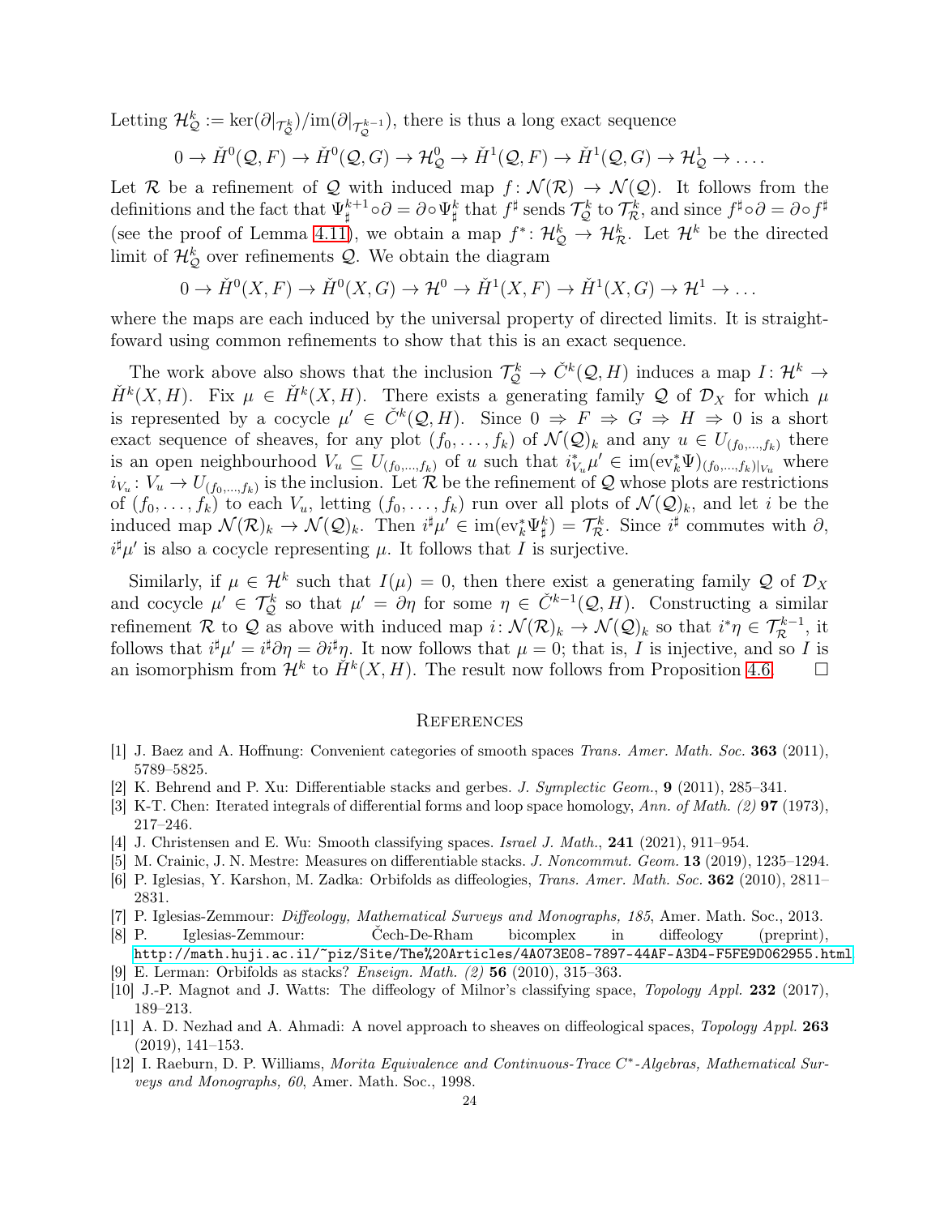Letting $\mathcal{H}^k_{\mathcal{Q}} := \ker(\partial|_{\mathcal{T}^k_{\mathcal{Q}}})/\mathrm{im}(\partial|_{\mathcal{T}^{k-1}_{\mathcal{Q}}})$, there is thus a long exact sequence

$$0 \to \check{H}^0(\mathcal{Q}, F) \to \check{H}^0(\mathcal{Q}, G) \to \mathcal{H}^0_{\mathcal{Q}} \to \check{H}^1(\mathcal{Q}, F) \to \check{H}^1(\mathcal{Q}, G) \to \mathcal{H}^1_{\mathcal{Q}} \to \dots.$$

Let $\mathcal{R}$ be a refinement of $\mathcal{Q}$ with induced map $f\colon \mathcal{N}(\mathcal{R}) \to \mathcal{N}(\mathcal{Q})$. It follows from the definitions and the fact that $\Psi^{k+1}_\sharp \circ \partial = \partial \circ \Psi^k_\sharp$ that $f^\sharp$ sends $\mathcal{T}^k_{\mathcal{Q}}$ to $\mathcal{T}^k_{\mathcal{R}}$, and since $f^\sharp \circ \partial = \partial \circ f^\sharp$ (see the proof of Lemma 4.11), we obtain a map $f^*\colon \mathcal{H}^k_{\mathcal{Q}} \to \mathcal{H}^k_{\mathcal{R}}$. Let $\mathcal{H}^k$ be the directed limit of $\mathcal{H}^k_{\mathcal{Q}}$ over refinements $\mathcal{Q}$. We obtain the diagram

$$0 \to \check{H}^0(X, F) \to \check{H}^0(X, G) \to \mathcal{H}^0 \to \check{H}^1(X, F) \to \check{H}^1(X, G) \to \mathcal{H}^1 \to \dots$$

where the maps are each induced by the universal property of directed limits. It is straightfoward using common refinements to show that this is an exact sequence.

The work above also shows that the inclusion $\mathcal{T}^k_{\mathcal{Q}} \to \check{C}^k(\mathcal{Q}, H)$ induces a map $I\colon \mathcal{H}^k \to \check{H}^k(X, H)$. Fix $\mu \in \check{H}^k(X, H)$. There exists a generating family $\mathcal{Q}$ of $\mathcal{D}_X$ for which $\mu$ is represented by a cocycle $\mu' \in \check{C}^k(\mathcal{Q}, H)$. Since $0 \Rightarrow F \Rightarrow G \Rightarrow H \Rightarrow 0$ is a short exact sequence of sheaves, for any plot $(f_0, \dots, f_k)$ of $\mathcal{N}(\mathcal{Q})_k$ and any $u \in U_{(f_0,\dots,f_k)}$ there is an open neighbourhood $V_u \subseteq U_{(f_0,\dots,f_k)}$ of $u$ such that $i^*_{V_u}\mu' \in \mathrm{im}(\mathrm{ev}^*_k\Psi)_{(f_0,\dots,f_k)|_{V_u}}$ where $i_{V_u}\colon V_u \to U_{(f_0,\dots,f_k)}$ is the inclusion. Let $\mathcal{R}$ be the refinement of $\mathcal{Q}$ whose plots are restrictions of $(f_0, \dots, f_k)$ to each $V_u$, letting $(f_0, \dots, f_k)$ run over all plots of $\mathcal{N}(\mathcal{Q})_k$, and let $i$ be the induced map $\mathcal{N}(\mathcal{R})_k \to \mathcal{N}(\mathcal{Q})_k$. Then $i^\sharp\mu' \in \mathrm{im}(\mathrm{ev}^*_k\Psi^k_\sharp) = \mathcal{T}^k_{\mathcal{R}}$. Since $i^\sharp$ commutes with $\partial$, $i^\sharp\mu'$ is also a cocycle representing $\mu$. It follows that $I$ is surjective.

Similarly, if $\mu \in \mathcal{H}^k$ such that $I(\mu) = 0$, then there exist a generating family $\mathcal{Q}$ of $\mathcal{D}_X$ and cocycle $\mu' \in \mathcal{T}^k_{\mathcal{Q}}$ so that $\mu' = \partial\eta$ for some $\eta \in \check{C}^{k-1}(\mathcal{Q}, H)$. Constructing a similar refinement $\mathcal{R}$ to $\mathcal{Q}$ as above with induced map $i\colon \mathcal{N}(\mathcal{R})_k \to \mathcal{N}(\mathcal{Q})_k$ so that $i^*\eta \in \mathcal{T}^{k-1}_{\mathcal{R}}$, it follows that $i^\sharp\mu' = i^\sharp\partial\eta = \partial i^\sharp\eta$. It now follows that $\mu = 0$; that is, $I$ is injective, and so $I$ is an isomorphism from $\mathcal{H}^k$ to $\check{H}^k(X, H)$. The result now follows from Proposition 4.6. $\square$

## References

[1] J. Baez and A. Hoffnung: Convenient categories of smooth spaces *Trans. Amer. Math. Soc.* **363** (2011), 5789–5825.

[2] K. Behrend and P. Xu: Differentiable stacks and gerbes. *J. Symplectic Geom.*, **9** (2011), 285–341.

[3] K-T. Chen: Iterated integrals of differential forms and loop space homology, *Ann. of Math. (2)* **97** (1973), 217–246.

[4] J. Christensen and E. Wu: Smooth classifying spaces. *Israel J. Math.*, **241** (2021), 911–954.

[5] M. Crainic, J. N. Mestre: Measures on differentiable stacks. *J. Noncommut. Geom.* **13** (2019), 1235–1294.

[6] P. Iglesias, Y. Karshon, M. Zadka: Orbifolds as diffeologies, *Trans. Amer. Math. Soc.* **362** (2010), 2811–2831.

[7] P. Iglesias-Zemmour: *Diffeology, Mathematical Surveys and Monographs, 185*, Amer. Math. Soc., 2013.

[8] P. Iglesias-Zemmour: Čech-De-Rham bicomplex in diffeology (preprint), http://math.huji.ac.il/~piz/Site/The%20Articles/4A073E08-7897-44AF-A3D4-F5FE9D062955.html

[9] E. Lerman: Orbifolds as stacks? *Enseign. Math. (2)* **56** (2010), 315–363.

[10] J.-P. Magnot and J. Watts: The diffeology of Milnor's classifying space, *Topology Appl.* **232** (2017), 189–213.

[11] A. D. Nezhad and A. Ahmadi: A novel approach to sheaves on diffeological spaces, *Topology Appl.* **263** (2019), 141–153.

[12] I. Raeburn, D. P. Williams, *Morita Equivalence and Continuous-Trace C\*-Algebras, Mathematical Surveys and Monographs, 60*, Amer. Math. Soc., 1998.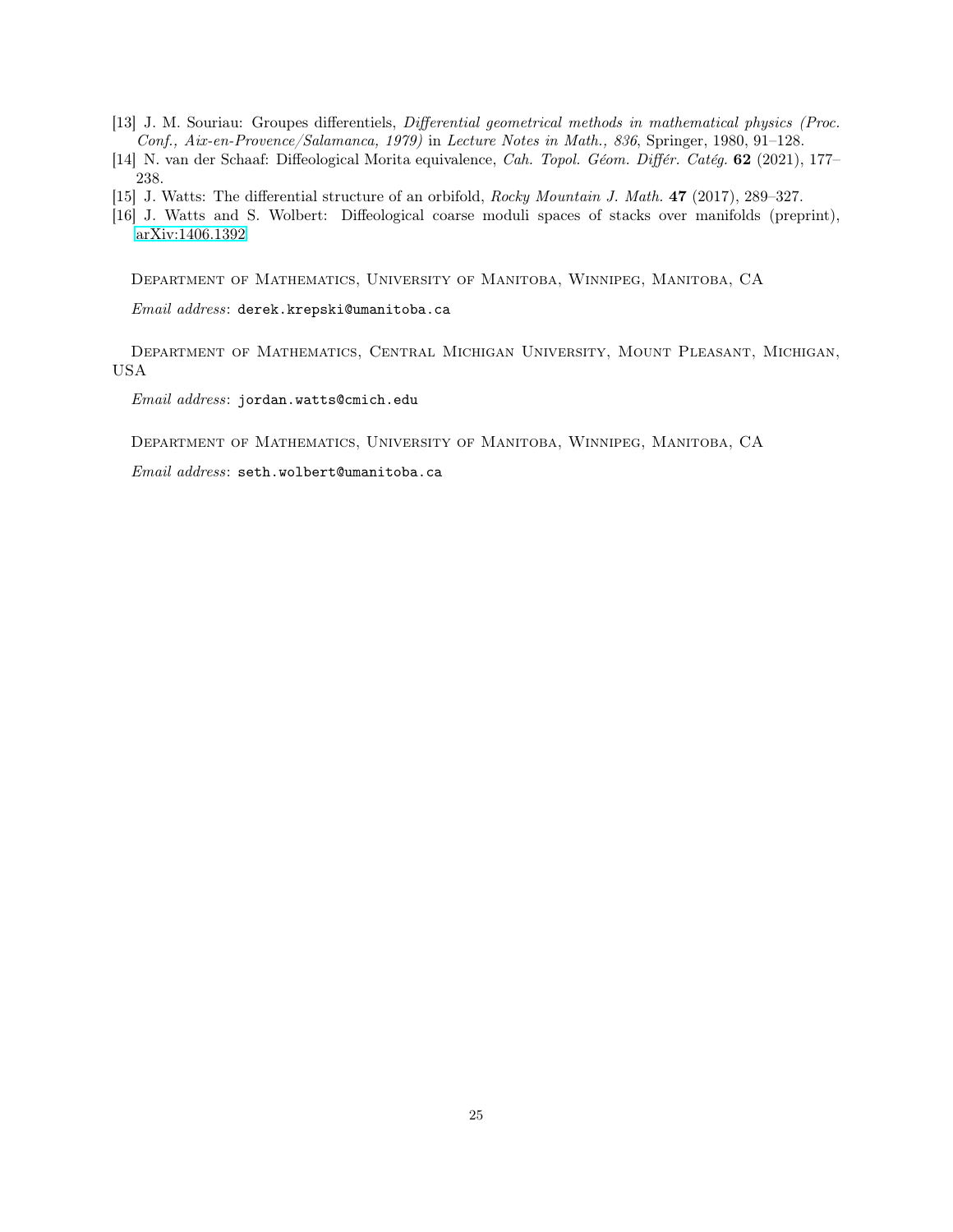[13] J. M. Souriau: Groupes differentiels, *Differential geometrical methods in mathematical physics (Proc. Conf., Aix-en-Provence/Salamanca, 1979)* in *Lecture Notes in Math., 836*, Springer, 1980, 91–128.

[14] N. van der Schaaf: Diffeological Morita equivalence, *Cah. Topol. Géom. Différ. Catég.* **62** (2021), 177–238.

[15] J. Watts: The differential structure of an orbifold, *Rocky Mountain J. Math.* **47** (2017), 289–327.

[16] J. Watts and S. Wolbert: Diffeological coarse moduli spaces of stacks over manifolds (preprint), arXiv:1406.1392

Department of Mathematics, University of Manitoba, Winnipeg, Manitoba, CA

*Email address*: `derek.krepski@umanitoba.ca`

Department of Mathematics, Central Michigan University, Mount Pleasant, Michigan, USA

*Email address*: `jordan.watts@cmich.edu`

Department of Mathematics, University of Manitoba, Winnipeg, Manitoba, CA

*Email address*: `seth.wolbert@umanitoba.ca`